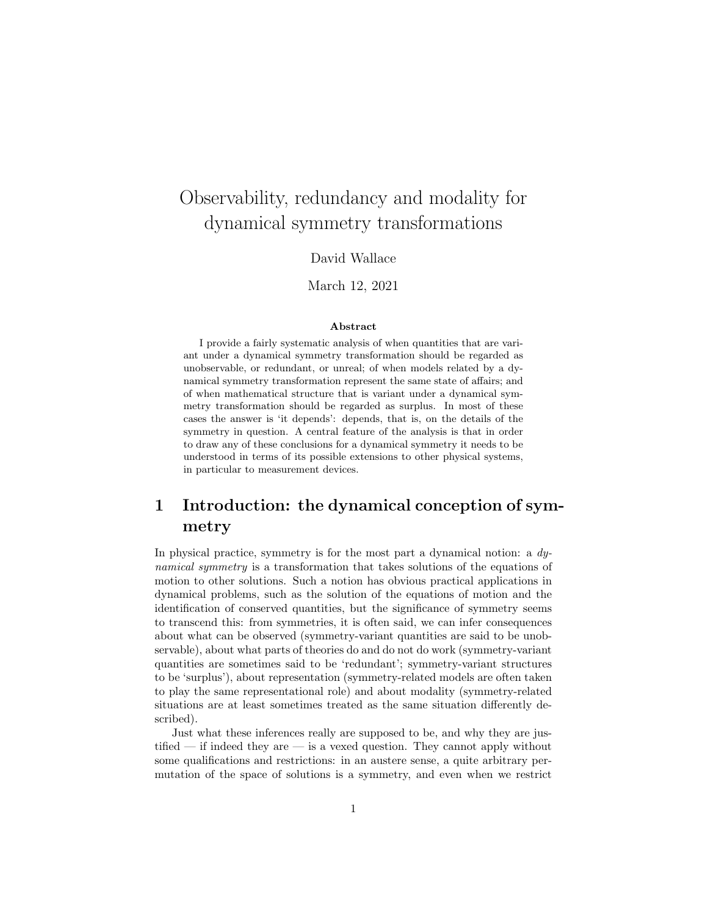# Observability, redundancy and modality for dynamical symmetry transformations

David Wallace

March 12, 2021

### Abstract

I provide a fairly systematic analysis of when quantities that are variant under a dynamical symmetry transformation should be regarded as unobservable, or redundant, or unreal; of when models related by a dynamical symmetry transformation represent the same state of affairs; and of when mathematical structure that is variant under a dynamical symmetry transformation should be regarded as surplus. In most of these cases the answer is 'it depends': depends, that is, on the details of the symmetry in question. A central feature of the analysis is that in order to draw any of these conclusions for a dynamical symmetry it needs to be understood in terms of its possible extensions to other physical systems, in particular to measurement devices.

## 1 Introduction: the dynamical conception of symmetry

In physical practice, symmetry is for the most part a dynamical notion: a *dynamical symmetry* is a transformation that takes solutions of the equations of motion to other solutions. Such a notion has obvious practical applications in dynamical problems, such as the solution of the equations of motion and the identification of conserved quantities, but the significance of symmetry seems to transcend this: from symmetries, it is often said, we can infer consequences about what can be observed (symmetry-variant quantities are said to be unobservable), about what parts of theories do and do not do work (symmetry-variant quantities are sometimes said to be 'redundant'; symmetry-variant structures to be 'surplus'), about representation (symmetry-related models are often taken to play the same representational role) and about modality (symmetry-related situations are at least sometimes treated as the same situation differently described).

Just what these inferences really are supposed to be, and why they are justified — if indeed they are — is a vexed question. They cannot apply without some qualifications and restrictions: in an austere sense, a quite arbitrary permutation of the space of solutions is a symmetry, and even when we restrict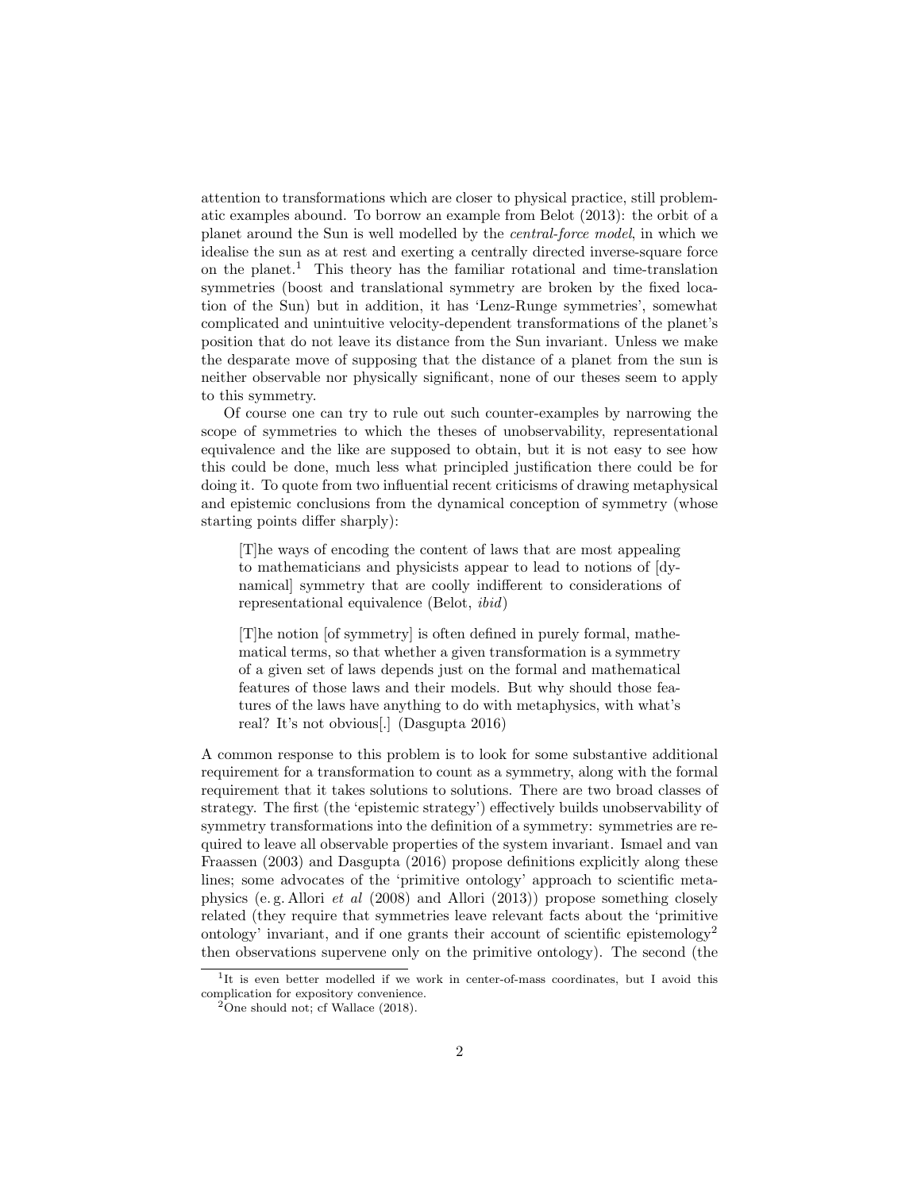attention to transformations which are closer to physical practice, still problematic examples abound. To borrow an example from Belot (2013): the orbit of a planet around the Sun is well modelled by the *central-force model*, in which we idealise the sun as at rest and exerting a centrally directed inverse-square force on the planet.[1] This theory has the familiar rotational and time-translation symmetries (boost and translational symmetry are broken by the fixed location of the Sun) but in addition, it has 'Lenz-Runge symmetries', somewhat complicated and unintuitive velocity-dependent transformations of the planet's position that do not leave its distance from the Sun invariant. Unless we make the desparate move of supposing that the distance of a planet from the sun is neither observable nor physically significant, none of our theses seem to apply to this symmetry.

Of course one can try to rule out such counter-examples by narrowing the scope of symmetries to which the theses of unobservability, representational equivalence and the like are supposed to obtain, but it is not easy to see how this could be done, much less what principled justification there could be for doing it. To quote from two influential recent criticisms of drawing metaphysical and epistemic conclusions from the dynamical conception of symmetry (whose starting points differ sharply):

> [T]he ways of encoding the content of laws that are most appealing to mathematicians and physicists appear to lead to notions of [dynamical] symmetry that are coolly indifferent to considerations of representational equivalence (Belot, *ibid*)

> [T]he notion [of symmetry] is often defined in purely formal, mathematical terms, so that whether a given transformation is a symmetry of a given set of laws depends just on the formal and mathematical features of those laws and their models. But why should those features of the laws have anything to do with metaphysics, with what's real? It's not obvious[.] (Dasgupta 2016)

A common response to this problem is to look for some substantive additional requirement for a transformation to count as a symmetry, along with the formal requirement that it takes solutions to solutions. There are two broad classes of strategy. The first (the 'epistemic strategy') effectively builds unobservability of symmetry transformations into the definition of a symmetry: symmetries are required to leave all observable properties of the system invariant. Ismael and van Fraassen (2003) and Dasgupta (2016) propose definitions explicitly along these lines; some advocates of the 'primitive ontology' approach to scientific metaphysics (e. g. Allori *et al* (2008) and Allori (2013)) propose something closely related (they require that symmetries leave relevant facts about the 'primitive ontology' invariant, and if one grants their account of scientific epistemology[2] then observations supervene only on the primitive ontology). The second (the

[1] It is even better modelled if we work in center-of-mass coordinates, but I avoid this complication for expository convenience.

[2] One should not; cf Wallace (2018).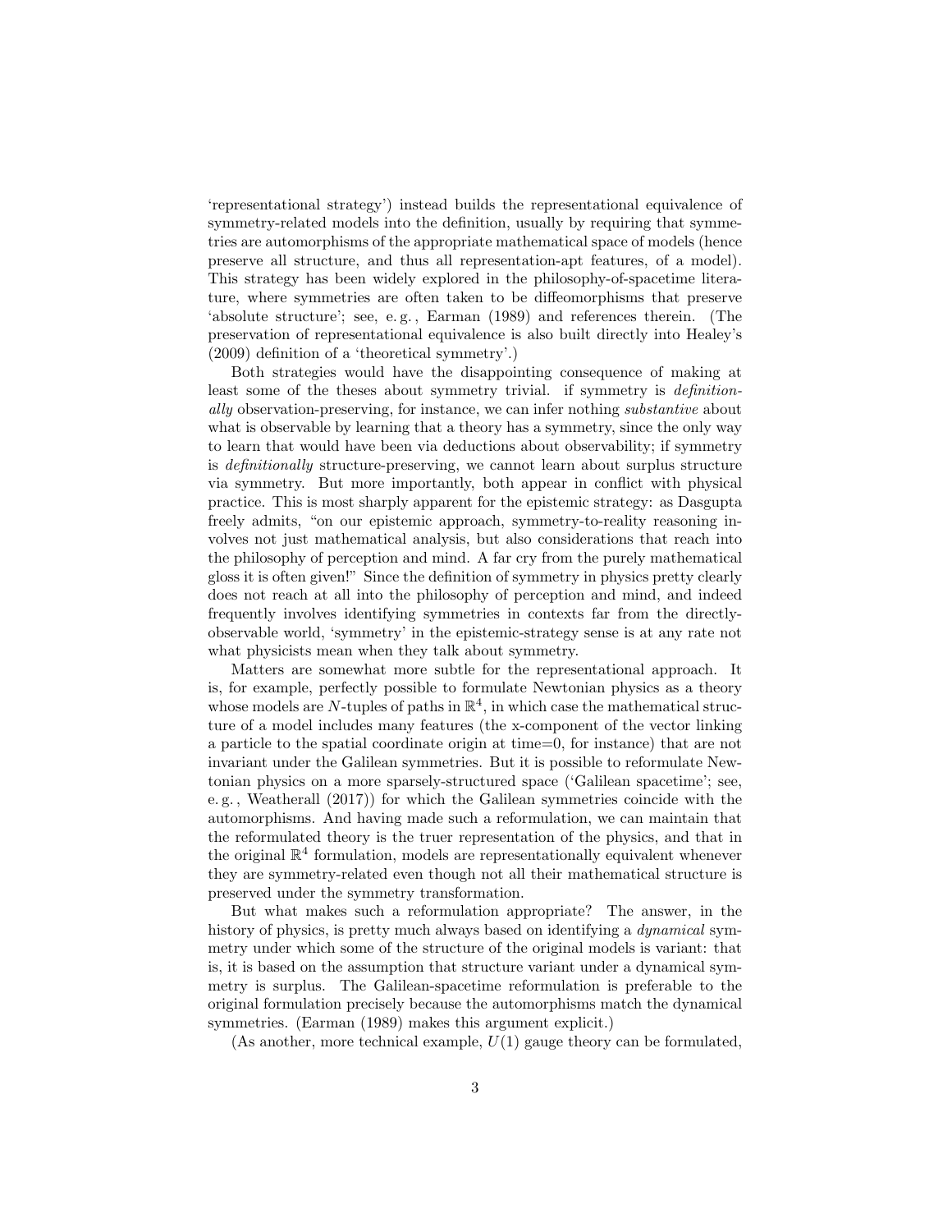'representational strategy') instead builds the representational equivalence of symmetry-related models into the definition, usually by requiring that symmetries are automorphisms of the appropriate mathematical space of models (hence preserve all structure, and thus all representation-apt features, of a model). This strategy has been widely explored in the philosophy-of-spacetime literature, where symmetries are often taken to be diffeomorphisms that preserve 'absolute structure'; see, e. g., Earman (1989) and references therein. (The preservation of representational equivalence is also built directly into Healey's (2009) definition of a 'theoretical symmetry'.)

Both strategies would have the disappointing consequence of making at least some of the theses about symmetry trivial. if symmetry is *definitionally* observation-preserving, for instance, we can infer nothing *substantive* about what is observable by learning that a theory has a symmetry, since the only way to learn that would have been via deductions about observability; if symmetry is *definitionally* structure-preserving, we cannot learn about surplus structure via symmetry. But more importantly, both appear in conflict with physical practice. This is most sharply apparent for the epistemic strategy: as Dasgupta freely admits, "on our epistemic approach, symmetry-to-reality reasoning involves not just mathematical analysis, but also considerations that reach into the philosophy of perception and mind. A far cry from the purely mathematical gloss it is often given!" Since the definition of symmetry in physics pretty clearly does not reach at all into the philosophy of perception and mind, and indeed frequently involves identifying symmetries in contexts far from the directly-observable world, 'symmetry' in the epistemic-strategy sense is at any rate not what physicists mean when they talk about symmetry.

Matters are somewhat more subtle for the representational approach. It is, for example, perfectly possible to formulate Newtonian physics as a theory whose models are $N$-tuples of paths in $\mathbb{R}^4$, in which case the mathematical structure of a model includes many features (the x-component of the vector linking a particle to the spatial coordinate origin at time=0, for instance) that are not invariant under the Galilean symmetries. But it is possible to reformulate Newtonian physics on a more sparsely-structured space ('Galilean spacetime'; see, e. g., Weatherall (2017)) for which the Galilean symmetries coincide with the automorphisms. And having made such a reformulation, we can maintain that the reformulated theory is the truer representation of the physics, and that in the original $\mathbb{R}^4$ formulation, models are representationally equivalent whenever they are symmetry-related even though not all their mathematical structure is preserved under the symmetry transformation.

But what makes such a reformulation appropriate? The answer, in the history of physics, is pretty much always based on identifying a *dynamical* symmetry under which some of the structure of the original models is variant: that is, it is based on the assumption that structure variant under a dynamical symmetry is surplus. The Galilean-spacetime reformulation is preferable to the original formulation precisely because the automorphisms match the dynamical symmetries. (Earman (1989) makes this argument explicit.)

(As another, more technical example, $U(1)$ gauge theory can be formulated,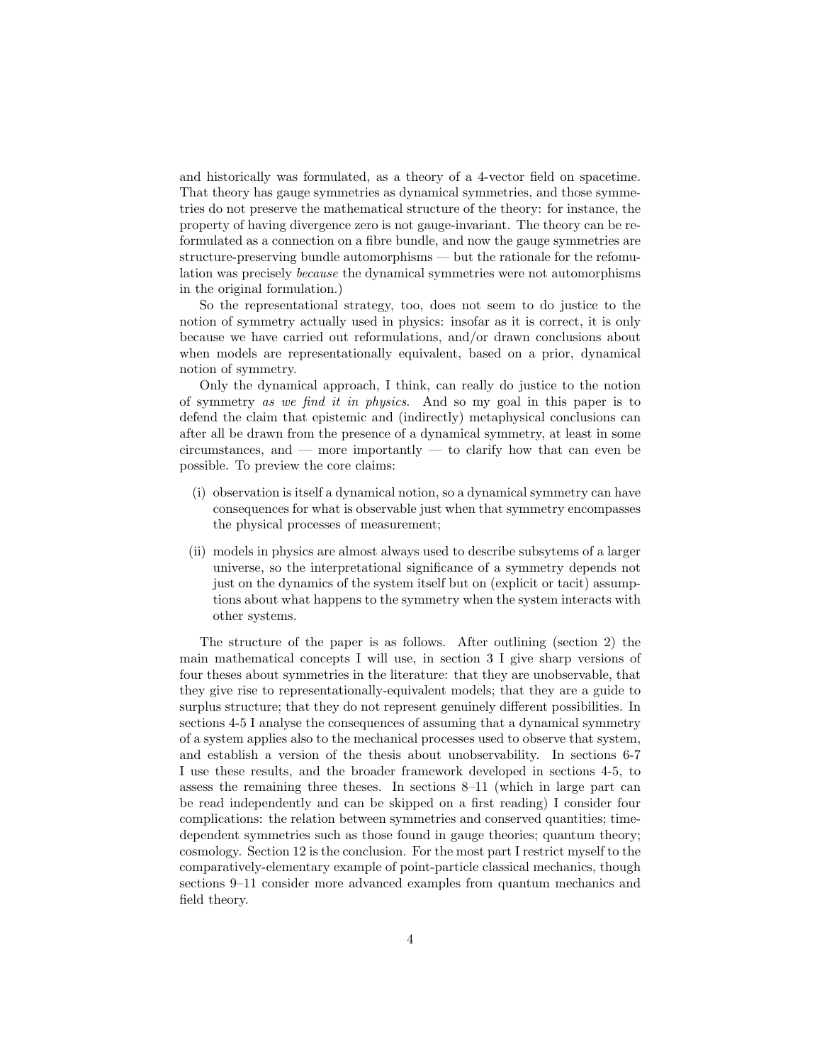and historically was formulated, as a theory of a 4-vector field on spacetime. That theory has gauge symmetries as dynamical symmetries, and those symmetries do not preserve the mathematical structure of the theory: for instance, the property of having divergence zero is not gauge-invariant. The theory can be reformulated as a connection on a fibre bundle, and now the gauge symmetries are structure-preserving bundle automorphisms — but the rationale for the refomulation was precisely *because* the dynamical symmetries were not automorphisms in the original formulation.)

So the representational strategy, too, does not seem to do justice to the notion of symmetry actually used in physics: insofar as it is correct, it is only because we have carried out reformulations, and/or drawn conclusions about when models are representationally equivalent, based on a prior, dynamical notion of symmetry.

Only the dynamical approach, I think, can really do justice to the notion of symmetry *as we find it in physics*. And so my goal in this paper is to defend the claim that epistemic and (indirectly) metaphysical conclusions can after all be drawn from the presence of a dynamical symmetry, at least in some circumstances, and — more importantly — to clarify how that can even be possible. To preview the core claims:

(i) observation is itself a dynamical notion, so a dynamical symmetry can have consequences for what is observable just when that symmetry encompasses the physical processes of measurement;

(ii) models in physics are almost always used to describe subsytems of a larger universe, so the interpretational significance of a symmetry depends not just on the dynamics of the system itself but on (explicit or tacit) assumptions about what happens to the symmetry when the system interacts with other systems.

The structure of the paper is as follows. After outlining (section 2) the main mathematical concepts I will use, in section 3 I give sharp versions of four theses about symmetries in the literature: that they are unobservable, that they give rise to representationally-equivalent models; that they are a guide to surplus structure; that they do not represent genuinely different possibilities. In sections 4-5 I analyse the consequences of assuming that a dynamical symmetry of a system applies also to the mechanical processes used to observe that system, and establish a version of the thesis about unobservability. In sections 6-7 I use these results, and the broader framework developed in sections 4-5, to assess the remaining three theses. In sections 8–11 (which in large part can be read independently and can be skipped on a first reading) I consider four complications: the relation between symmetries and conserved quantities; time-dependent symmetries such as those found in gauge theories; quantum theory; cosmology. Section 12 is the conclusion. For the most part I restrict myself to the comparatively-elementary example of point-particle classical mechanics, though sections 9–11 consider more advanced examples from quantum mechanics and field theory.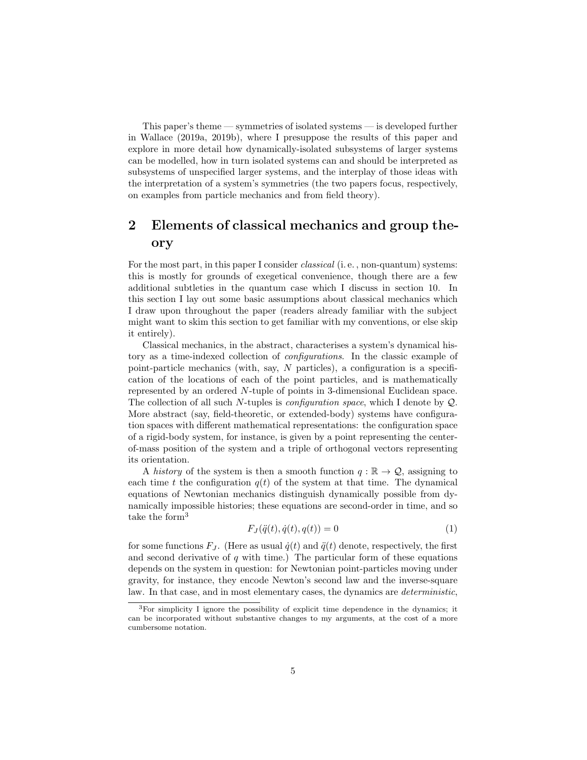This paper's theme — symmetries of isolated systems — is developed further in Wallace (2019a, 2019b), where I presuppose the results of this paper and explore in more detail how dynamically-isolated subsystems of larger systems can be modelled, how in turn isolated systems can and should be interpreted as subsystems of unspecified larger systems, and the interplay of those ideas with the interpretation of a system's symmetries (the two papers focus, respectively, on examples from particle mechanics and from field theory).

## 2 Elements of classical mechanics and group theory

For the most part, in this paper I consider *classical* (i. e. , non-quantum) systems: this is mostly for grounds of exegetical convenience, though there are a few additional subtleties in the quantum case which I discuss in section 10. In this section I lay out some basic assumptions about classical mechanics which I draw upon throughout the paper (readers already familiar with the subject might want to skim this section to get familiar with my conventions, or else skip it entirely).

Classical mechanics, in the abstract, characterises a system's dynamical history as a time-indexed collection of *configurations*. In the classic example of point-particle mechanics (with, say, $N$ particles), a configuration is a specification of the locations of each of the point particles, and is mathematically represented by an ordered $N$-tuple of points in 3-dimensional Euclidean space. The collection of all such $N$-tuples is *configuration space*, which I denote by $\mathcal{Q}$. More abstract (say, field-theoretic, or extended-body) systems have configuration spaces with different mathematical representations: the configuration space of a rigid-body system, for instance, is given by a point representing the center-of-mass position of the system and a triple of orthogonal vectors representing its orientation.

A *history* of the system is then a smooth function $q : \mathbb{R} \to \mathcal{Q}$, assigning to each time $t$ the configuration $q(t)$ of the system at that time. The dynamical equations of Newtonian mechanics distinguish dynamically possible from dynamically impossible histories; these equations are second-order in time, and so take the form[3]

$$F_J(\ddot{q}(t), \dot{q}(t), q(t)) = 0 \tag{1}$$

for some functions $F_J$. (Here as usual $\dot{q}(t)$ and $\ddot{q}(t)$ denote, respectively, the first and second derivative of $q$ with time.) The particular form of these equations depends on the system in question: for Newtonian point-particles moving under gravity, for instance, they encode Newton's second law and the inverse-square law. In that case, and in most elementary cases, the dynamics are *deterministic*,

[3] For simplicity I ignore the possibility of explicit time dependence in the dynamics; it can be incorporated without substantive changes to my arguments, at the cost of a more cumbersome notation.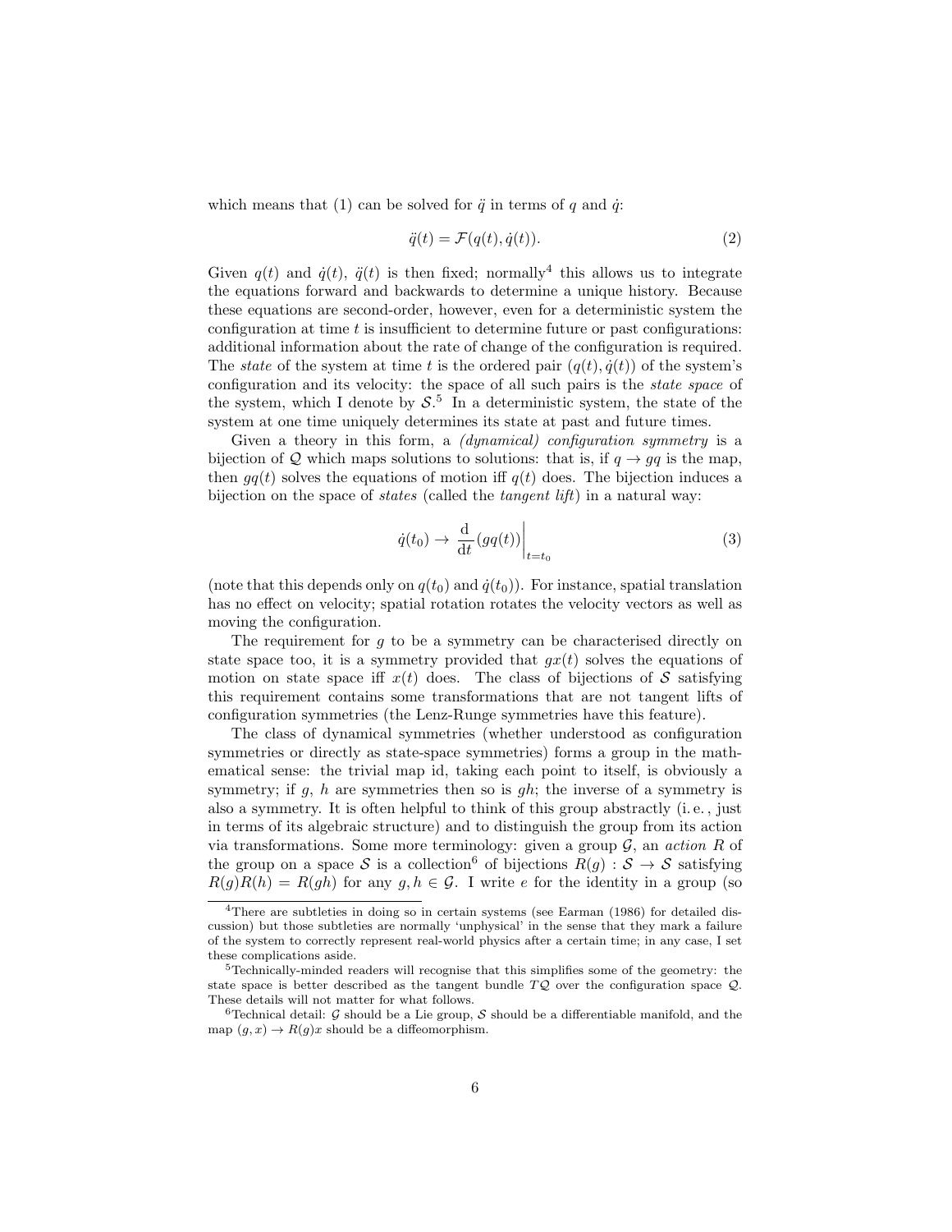which means that (1) can be solved for $\ddot{q}$ in terms of $q$ and $\dot{q}$:

$$\ddot{q}(t) = \mathcal{F}(q(t), \dot{q}(t)). \tag{2}$$

Given $q(t)$ and $\dot{q}(t)$, $\ddot{q}(t)$ is then fixed; normally[4] this allows us to integrate the equations forward and backwards to determine a unique history. Because these equations are second-order, however, even for a deterministic system the configuration at time $t$ is insufficient to determine future or past configurations: additional information about the rate of change of the configuration is required. The *state* of the system at time $t$ is the ordered pair $(q(t), \dot{q}(t))$ of the system's configuration and its velocity: the space of all such pairs is the *state space* of the system, which I denote by $\mathcal{S}$.[5] In a deterministic system, the state of the system at one time uniquely determines its state at past and future times.

Given a theory in this form, a *(dynamical) configuration symmetry* is a bijection of $\mathcal{Q}$ which maps solutions to solutions: that is, if $q \to gq$ is the map, then $gq(t)$ solves the equations of motion iff $q(t)$ does. The bijection induces a bijection on the space of *states* (called the *tangent lift*) in a natural way:

$$\dot{q}(t_0) \to \left. \frac{\mathrm{d}}{\mathrm{d}t}(gq(t)) \right|_{t=t_0} \tag{3}$$

(note that this depends only on $q(t_0)$ and $\dot{q}(t_0)$). For instance, spatial translation has no effect on velocity; spatial rotation rotates the velocity vectors as well as moving the configuration.

The requirement for $g$ to be a symmetry can be characterised directly on state space too, it is a symmetry provided that $gx(t)$ solves the equations of motion on state space iff $x(t)$ does. The class of bijections of $\mathcal{S}$ satisfying this requirement contains some transformations that are not tangent lifts of configuration symmetries (the Lenz-Runge symmetries have this feature).

The class of dynamical symmetries (whether understood as configuration symmetries or directly as state-space symmetries) forms a group in the mathematical sense: the trivial map id, taking each point to itself, is obviously a symmetry; if $g$, $h$ are symmetries then so is $gh$; the inverse of a symmetry is also a symmetry. It is often helpful to think of this group abstractly (i. e. , just in terms of its algebraic structure) and to distinguish the group from its action via transformations. Some more terminology: given a group $\mathcal{G}$, an *action* $R$ of the group on a space $\mathcal{S}$ is a collection[6] of bijections $R(g) : \mathcal{S} \to \mathcal{S}$ satisfying $R(g)R(h) = R(gh)$ for any $g, h \in \mathcal{G}$. I write $e$ for the identity in a group (so

---

[4] There are subtleties in doing so in certain systems (see Earman (1986) for detailed discussion) but those subtleties are normally 'unphysical' in the sense that they mark a failure of the system to correctly represent real-world physics after a certain time; in any case, I set these complications aside.

[5] Technically-minded readers will recognise that this simplifies some of the geometry: the state space is better described as the tangent bundle $T\mathcal{Q}$ over the configuration space $\mathcal{Q}$. These details will not matter for what follows.

[6] Technical detail: $\mathcal{G}$ should be a Lie group, $\mathcal{S}$ should be a differentiable manifold, and the map $(g, x) \to R(g)x$ should be a diffeomorphism.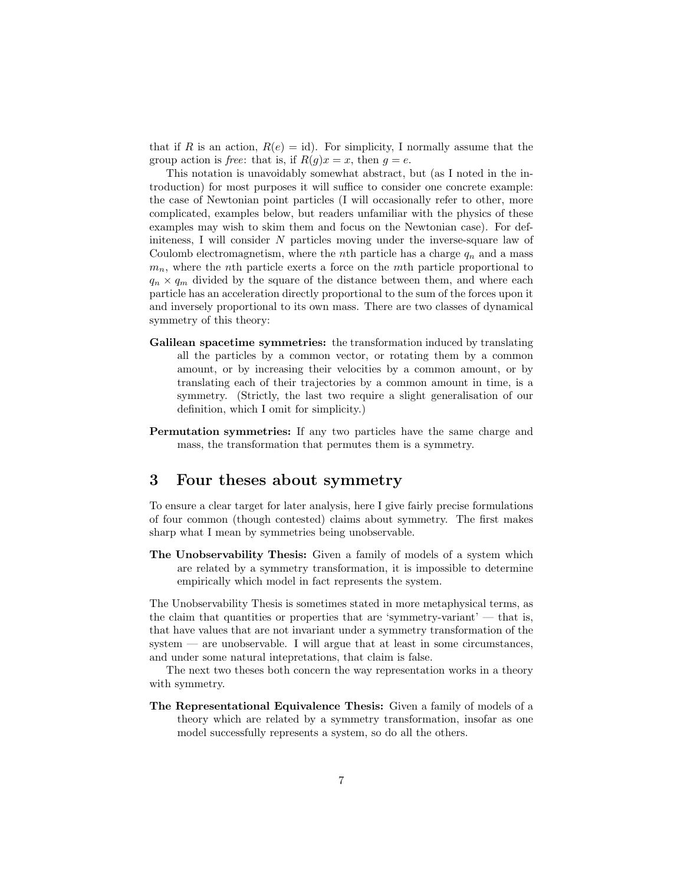that if $R$ is an action, $R(e) = \text{id}$). For simplicity, I normally assume that the group action is *free*: that is, if $R(g)x = x$, then $g = e$.

This notation is unavoidably somewhat abstract, but (as I noted in the introduction) for most purposes it will suffice to consider one concrete example: the case of Newtonian point particles (I will occasionally refer to other, more complicated, examples below, but readers unfamiliar with the physics of these examples may wish to skim them and focus on the Newtonian case). For definiteness, I will consider $N$ particles moving under the inverse-square law of Coulomb electromagnetism, where the $n$th particle has a charge $q_n$ and a mass $m_n$, where the $n$th particle exerts a force on the $m$th particle proportional to $q_n \times q_m$ divided by the square of the distance between them, and where each particle has an acceleration directly proportional to the sum of the forces upon it and inversely proportional to its own mass. There are two classes of dynamical symmetry of this theory:

**Galilean spacetime symmetries:** the transformation induced by translating all the particles by a common vector, or rotating them by a common amount, or by increasing their velocities by a common amount, or by translating each of their trajectories by a common amount in time, is a symmetry. (Strictly, the last two require a slight generalisation of our definition, which I omit for simplicity.)

**Permutation symmetries:** If any two particles have the same charge and mass, the transformation that permutes them is a symmetry.

## 3 Four theses about symmetry

To ensure a clear target for later analysis, here I give fairly precise formulations of four common (though contested) claims about symmetry. The first makes sharp what I mean by symmetries being unobservable.

**The Unobservability Thesis:** Given a family of models of a system which are related by a symmetry transformation, it is impossible to determine empirically which model in fact represents the system.

The Unobservability Thesis is sometimes stated in more metaphysical terms, as the claim that quantities or properties that are 'symmetry-variant' — that is, that have values that are not invariant under a symmetry transformation of the system — are unobservable. I will argue that at least in some circumstances, and under some natural intepretations, that claim is false.

The next two theses both concern the way representation works in a theory with symmetry.

**The Representational Equivalence Thesis:** Given a family of models of a theory which are related by a symmetry transformation, insofar as one model successfully represents a system, so do all the others.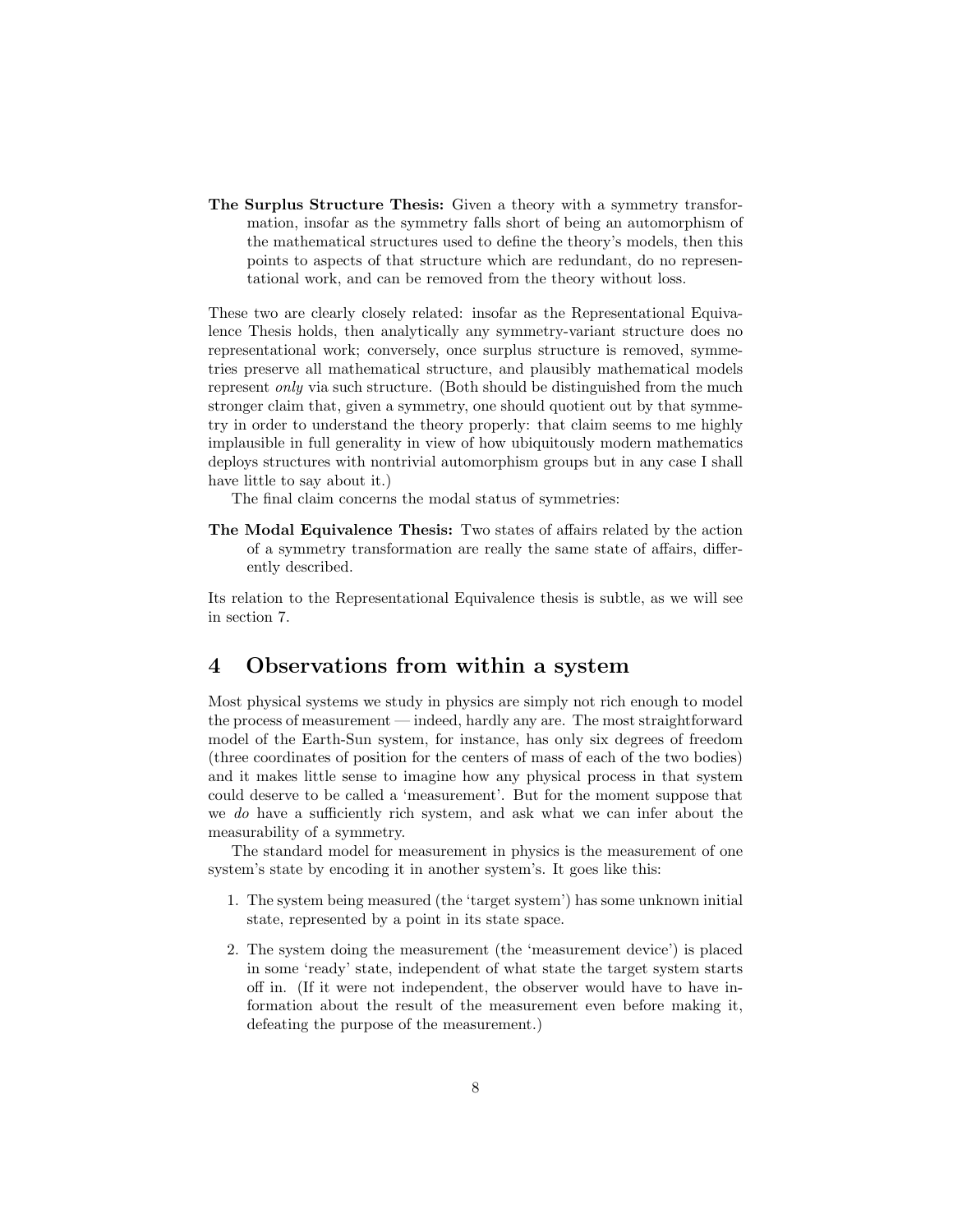**The Surplus Structure Thesis:** Given a theory with a symmetry transformation, insofar as the symmetry falls short of being an automorphism of the mathematical structures used to define the theory's models, then this points to aspects of that structure which are redundant, do no representational work, and can be removed from the theory without loss.

These two are clearly closely related: insofar as the Representational Equivalence Thesis holds, then analytically any symmetry-variant structure does no representational work; conversely, once surplus structure is removed, symmetries preserve all mathematical structure, and plausibly mathematical models represent *only* via such structure. (Both should be distinguished from the much stronger claim that, given a symmetry, one should quotient out by that symmetry in order to understand the theory properly: that claim seems to me highly implausible in full generality in view of how ubiquitously modern mathematics deploys structures with nontrivial automorphism groups but in any case I shall have little to say about it.)

The final claim concerns the modal status of symmetries:

**The Modal Equivalence Thesis:** Two states of affairs related by the action of a symmetry transformation are really the same state of affairs, differently described.

Its relation to the Representational Equivalence thesis is subtle, as we will see in section 7.

## 4 Observations from within a system

Most physical systems we study in physics are simply not rich enough to model the process of measurement — indeed, hardly any are. The most straightforward model of the Earth-Sun system, for instance, has only six degrees of freedom (three coordinates of position for the centers of mass of each of the two bodies) and it makes little sense to imagine how any physical process in that system could deserve to be called a 'measurement'. But for the moment suppose that we *do* have a sufficiently rich system, and ask what we can infer about the measurability of a symmetry.

The standard model for measurement in physics is the measurement of one system's state by encoding it in another system's. It goes like this:

1. The system being measured (the 'target system') has some unknown initial state, represented by a point in its state space.
2. The system doing the measurement (the 'measurement device') is placed in some 'ready' state, independent of what state the target system starts off in. (If it were not independent, the observer would have to have information about the result of the measurement even before making it, defeating the purpose of the measurement.)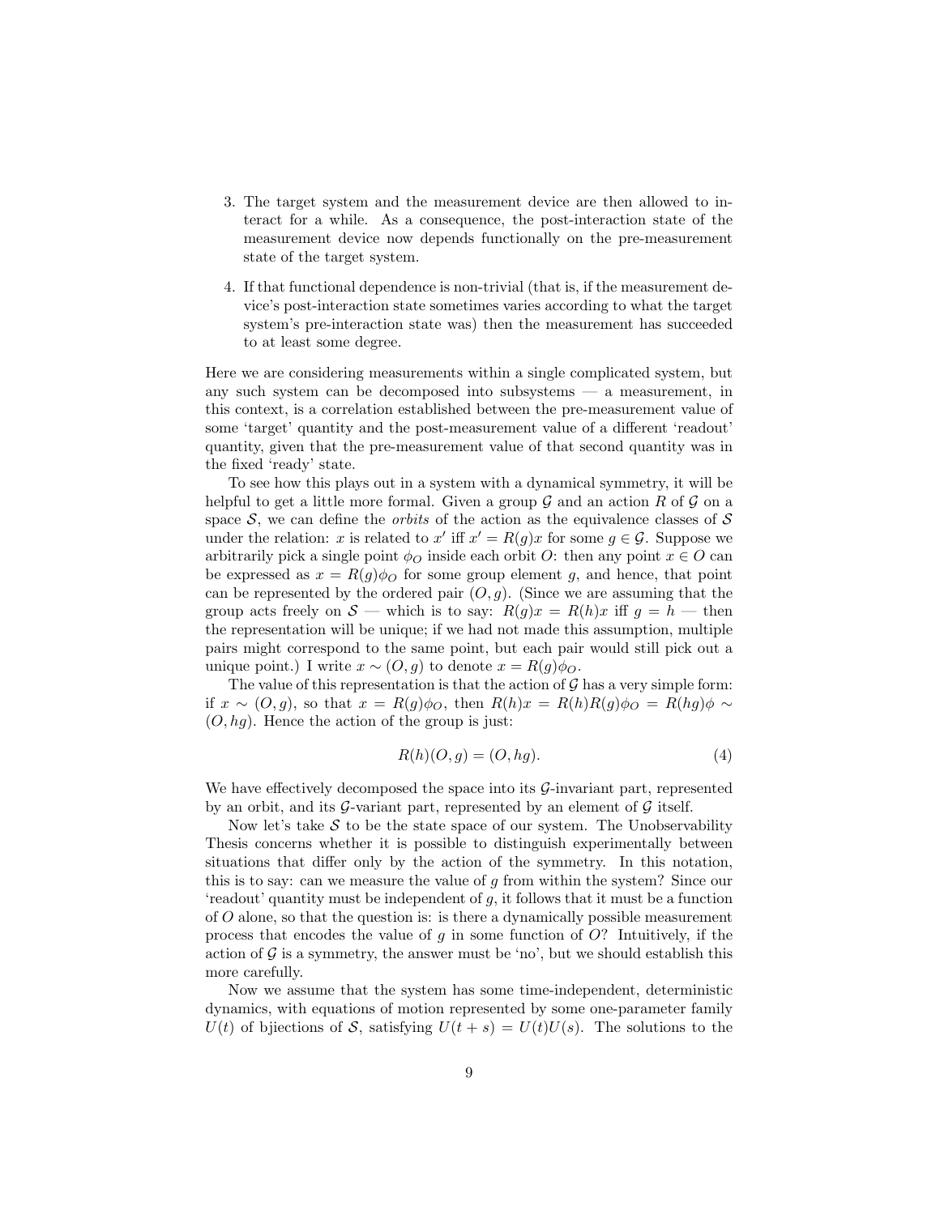3. The target system and the measurement device are then allowed to interact for a while. As a consequence, the post-interaction state of the measurement device now depends functionally on the pre-measurement state of the target system.

4. If that functional dependence is non-trivial (that is, if the measurement device's post-interaction state sometimes varies according to what the target system's pre-interaction state was) then the measurement has succeeded to at least some degree.

Here we are considering measurements within a single complicated system, but any such system can be decomposed into subsystems — a measurement, in this context, is a correlation established between the pre-measurement value of some 'target' quantity and the post-measurement value of a different 'readout' quantity, given that the pre-measurement value of that second quantity was in the fixed 'ready' state.

To see how this plays out in a system with a dynamical symmetry, it will be helpful to get a little more formal. Given a group $\mathcal{G}$ and an action $R$ of $\mathcal{G}$ on a space $\mathcal{S}$, we can define the *orbits* of the action as the equivalence classes of $\mathcal{S}$ under the relation: $x$ is related to $x'$ iff $x' = R(g)x$ for some $g \in \mathcal{G}$. Suppose we arbitrarily pick a single point $\phi_O$ inside each orbit $O$: then any point $x \in O$ can be expressed as $x = R(g)\phi_O$ for some group element $g$, and hence, that point can be represented by the ordered pair $(O, g)$. (Since we are assuming that the group acts freely on $\mathcal{S}$ — which is to say: $R(g)x = R(h)x$ iff $g = h$ — then the representation will be unique; if we had not made this assumption, multiple pairs might correspond to the same point, but each pair would still pick out a unique point.) I write $x \sim (O, g)$ to denote $x = R(g)\phi_O$.

The value of this representation is that the action of $\mathcal{G}$ has a very simple form: if $x \sim (O, g)$, so that $x = R(g)\phi_O$, then $R(h)x = R(h)R(g)\phi_O = R(hg)\phi \sim (O, hg)$. Hence the action of the group is just:

$$R(h)(O, g) = (O, hg). \tag{4}$$

We have effectively decomposed the space into its $\mathcal{G}$-invariant part, represented by an orbit, and its $\mathcal{G}$-variant part, represented by an element of $\mathcal{G}$ itself.

Now let's take $\mathcal{S}$ to be the state space of our system. The Unobservability Thesis concerns whether it is possible to distinguish experimentally between situations that differ only by the action of the symmetry. In this notation, this is to say: can we measure the value of $g$ from within the system? Since our 'readout' quantity must be independent of $g$, it follows that it must be a function of $O$ alone, so that the question is: is there a dynamically possible measurement process that encodes the value of $g$ in some function of $O$? Intuitively, if the action of $\mathcal{G}$ is a symmetry, the answer must be 'no', but we should establish this more carefully.

Now we assume that the system has some time-independent, deterministic dynamics, with equations of motion represented by some one-parameter family $U(t)$ of bijections of $\mathcal{S}$, satisfying $U(t + s) = U(t)U(s)$. The solutions to the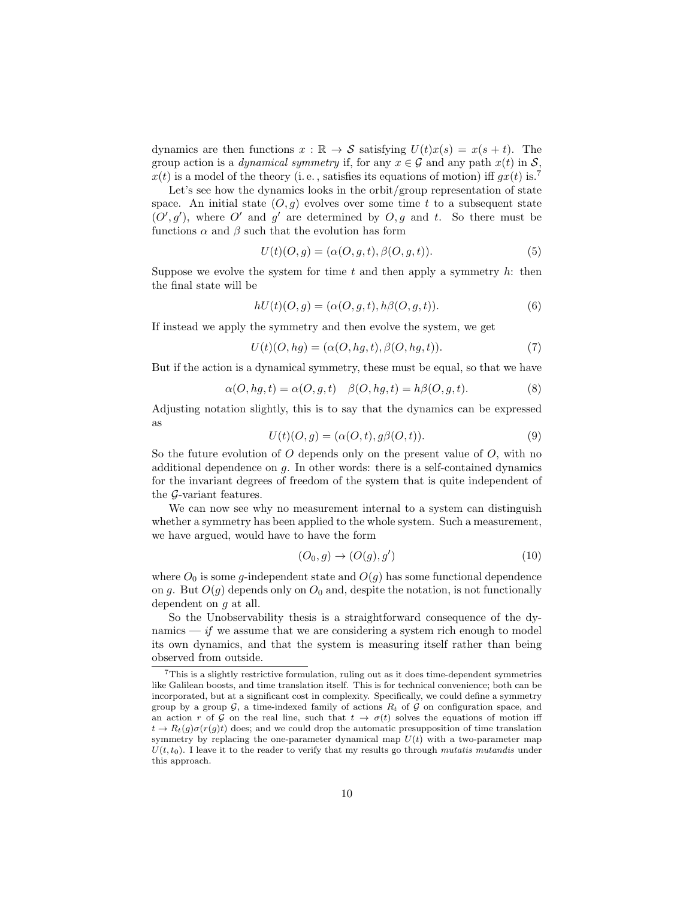dynamics are then functions $x : \mathbb{R} \to \mathcal{S}$ satisfying $U(t)x(s) = x(s+t)$. The group action is a *dynamical symmetry* if, for any $x \in \mathcal{G}$ and any path $x(t)$ in $\mathcal{S}$, $x(t)$ is a model of the theory (i. e., satisfies its equations of motion) iff $gx(t)$ is.[7]

Let's see how the dynamics looks in the orbit/group representation of state space. An initial state $(O, g)$ evolves over some time $t$ to a subsequent state $(O', g')$, where $O'$ and $g'$ are determined by $O, g$ and $t$. So there must be functions $\alpha$ and $\beta$ such that the evolution has form

$$U(t)(O, g) = (\alpha(O, g, t), \beta(O, g, t)). \tag{5}$$

Suppose we evolve the system for time $t$ and then apply a symmetry $h$: then the final state will be

$$hU(t)(O, g) = (\alpha(O, g, t), h\beta(O, g, t)). \tag{6}$$

If instead we apply the symmetry and then evolve the system, we get

$$U(t)(O, hg) = (\alpha(O, hg, t), \beta(O, hg, t)). \tag{7}$$

But if the action is a dynamical symmetry, these must be equal, so that we have

$$\alpha(O, hg, t) = \alpha(O, g, t) \quad \beta(O, hg, t) = h\beta(O, g, t). \tag{8}$$

Adjusting notation slightly, this is to say that the dynamics can be expressed as

$$U(t)(O, g) = (\alpha(O, t), g\beta(O, t)). \tag{9}$$

So the future evolution of $O$ depends only on the present value of $O$, with no additional dependence on $g$. In other words: there is a self-contained dynamics for the invariant degrees of freedom of the system that is quite independent of the $\mathcal{G}$-variant features.

We can now see why no measurement internal to a system can distinguish whether a symmetry has been applied to the whole system. Such a measurement, we have argued, would have to have the form

$$(O_0, g) \to (O(g), g') \tag{10}$$

where $O_0$ is some $g$-independent state and $O(g)$ has some functional dependence on $g$. But $O(g)$ depends only on $O_0$ and, despite the notation, is not functionally dependent on $g$ at all.

So the Unobservability thesis is a straightforward consequence of the dynamics — *if* we assume that we are considering a system rich enough to model its own dynamics, and that the system is measuring itself rather than being observed from outside.

---

[7] This is a slightly restrictive formulation, ruling out as it does time-dependent symmetries like Galilean boosts, and time translation itself. This is for technical convenience; both can be incorporated, but at a significant cost in complexity. Specifically, we could define a symmetry group by a group $\mathcal{G}$, a time-indexed family of actions $R_t$ of $\mathcal{G}$ on configuration space, and an action $r$ of $\mathcal{G}$ on the real line, such that $t \to \sigma(t)$ solves the equations of motion iff $t \to R_t(g)\sigma(r(g)t)$ does; and we could drop the automatic presupposition of time translation symmetry by replacing the one-parameter dynamical map $U(t)$ with a two-parameter map $U(t, t_0)$. I leave it to the reader to verify that my results go through *mutatis mutandis* under this approach.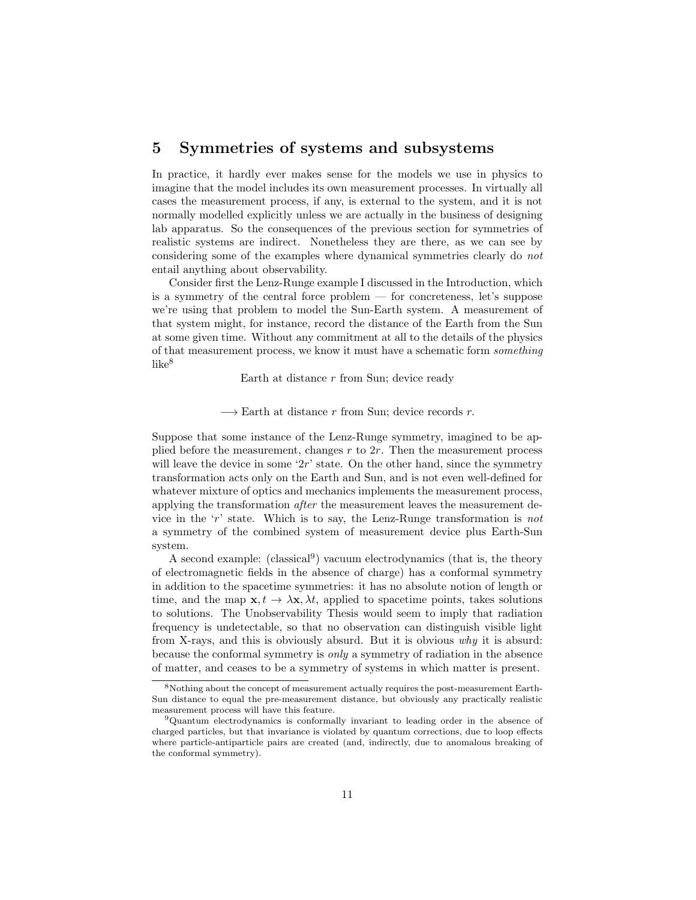## 5 Symmetries of systems and subsystems

In practice, it hardly ever makes sense for the models we use in physics to imagine that the model includes its own measurement processes. In virtually all cases the measurement process, if any, is external to the system, and it is not normally modelled explicitly unless we are actually in the business of designing lab apparatus. So the consequences of the previous section for symmetries of realistic systems are indirect. Nonetheless they are there, as we can see by considering some of the examples where dynamical symmetries clearly do *not* entail anything about observability.

Consider first the Lenz-Runge example I discussed in the Introduction, which is a symmetry of the central force problem — for concreteness, let's suppose we're using that problem to model the Sun-Earth system. A measurement of that system might, for instance, record the distance of the Earth from the Sun at some given time. Without any commitment at all to the details of the physics of that measurement process, we know it must have a schematic form *something* like[8]

Earth at distance $r$ from Sun; device ready

$\longrightarrow$ Earth at distance $r$ from Sun; device records $r$.

Suppose that some instance of the Lenz-Runge symmetry, imagined to be applied before the measurement, changes $r$ to $2r$. Then the measurement process will leave the device in some '$2r$' state. On the other hand, since the symmetry transformation acts only on the Earth and Sun, and is not even well-defined for whatever mixture of optics and mechanics implements the measurement process, applying the transformation *after* the measurement leaves the measurement device in the '$r$' state. Which is to say, the Lenz-Runge transformation is *not* a symmetry of the combined system of measurement device plus Earth-Sun system.

A second example: (classical[9]) vacuum electrodynamics (that is, the theory of electromagnetic fields in the absence of charge) has a conformal symmetry in addition to the spacetime symmetries: it has no absolute notion of length or time, and the map $\mathbf{x}, t \rightarrow \lambda\mathbf{x}, \lambda t$, applied to spacetime points, takes solutions to solutions. The Unobservability Thesis would seem to imply that radiation frequency is undetectable, so that no observation can distinguish visible light from X-rays, and this is obviously absurd. But it is obvious *why* it is absurd: because the conformal symmetry is *only* a symmetry of radiation in the absence of matter, and ceases to be a symmetry of systems in which matter is present.

---

[8] Nothing about the concept of measurement actually requires the post-measurement Earth-Sun distance to equal the pre-measurement distance, but obviously any practically realistic measurement process will have this feature.

[9] Quantum electrodynamics is conformally invariant to leading order in the absence of charged particles, but that invariance is violated by quantum corrections, due to loop effects where particle-antiparticle pairs are created (and, indirectly, due to anomalous breaking of the conformal symmetry).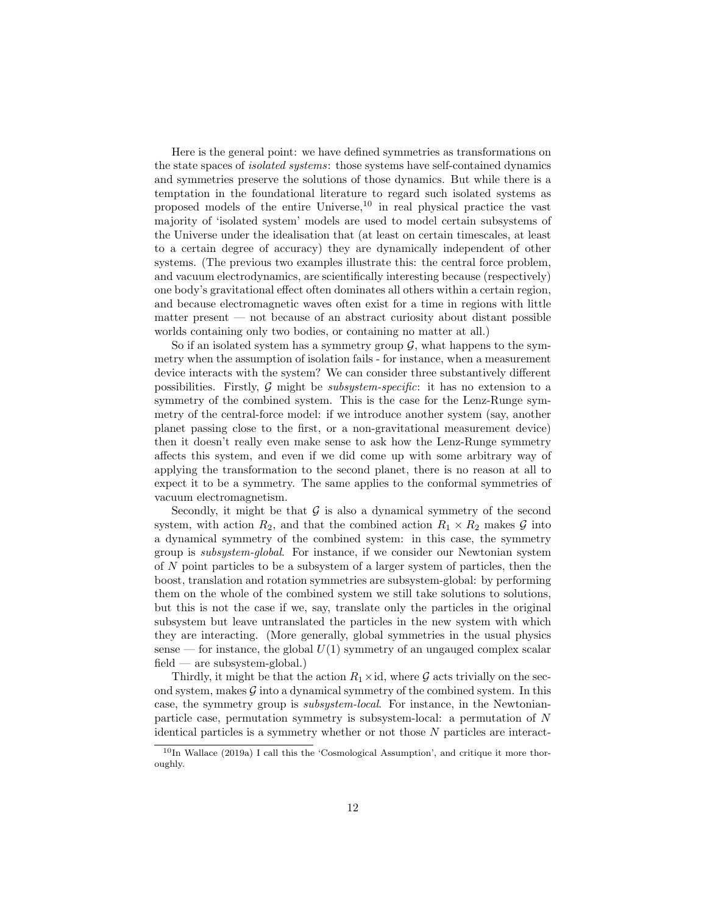Here is the general point: we have defined symmetries as transformations on the state spaces of *isolated systems*: those systems have self-contained dynamics and symmetries preserve the solutions of those dynamics. But while there is a temptation in the foundational literature to regard such isolated systems as proposed models of the entire Universe,[10] in real physical practice the vast majority of 'isolated system' models are used to model certain subsystems of the Universe under the idealisation that (at least on certain timescales, at least to a certain degree of accuracy) they are dynamically independent of other systems. (The previous two examples illustrate this: the central force problem, and vacuum electrodynamics, are scientifically interesting because (respectively) one body's gravitational effect often dominates all others within a certain region, and because electromagnetic waves often exist for a time in regions with little matter present — not because of an abstract curiosity about distant possible worlds containing only two bodies, or containing no matter at all.)

So if an isolated system has a symmetry group $\mathcal{G}$, what happens to the symmetry when the assumption of isolation fails - for instance, when a measurement device interacts with the system? We can consider three substantively different possibilities. Firstly, $\mathcal{G}$ might be *subsystem-specific*: it has no extension to a symmetry of the combined system. This is the case for the Lenz-Runge symmetry of the central-force model: if we introduce another system (say, another planet passing close to the first, or a non-gravitational measurement device) then it doesn't really even make sense to ask how the Lenz-Runge symmetry affects this system, and even if we did come up with some arbitrary way of applying the transformation to the second planet, there is no reason at all to expect it to be a symmetry. The same applies to the conformal symmetries of vacuum electromagnetism.

Secondly, it might be that $\mathcal{G}$ is also a dynamical symmetry of the second system, with action $R_2$, and that the combined action $R_1 \times R_2$ makes $\mathcal{G}$ into a dynamical symmetry of the combined system: in this case, the symmetry group is *subsystem-global*. For instance, if we consider our Newtonian system of $N$ point particles to be a subsystem of a larger system of particles, then the boost, translation and rotation symmetries are subsystem-global: by performing them on the whole of the combined system we still take solutions to solutions, but this is not the case if we, say, translate only the particles in the original subsystem but leave untranslated the particles in the new system with which they are interacting. (More generally, global symmetries in the usual physics sense — for instance, the global $U(1)$ symmetry of an ungauged complex scalar field — are subsystem-global.)

Thirdly, it might be that the action $R_1 \times \text{id}$, where $\mathcal{G}$ acts trivially on the second system, makes $\mathcal{G}$ into a dynamical symmetry of the combined system. In this case, the symmetry group is *subsystem-local*. For instance, in the Newtonian-particle case, permutation symmetry is subsystem-local: a permutation of $N$ identical particles is a symmetry whether or not those $N$ particles are interact-

[10] In Wallace (2019a) I call this the 'Cosmological Assumption', and critique it more thoroughly.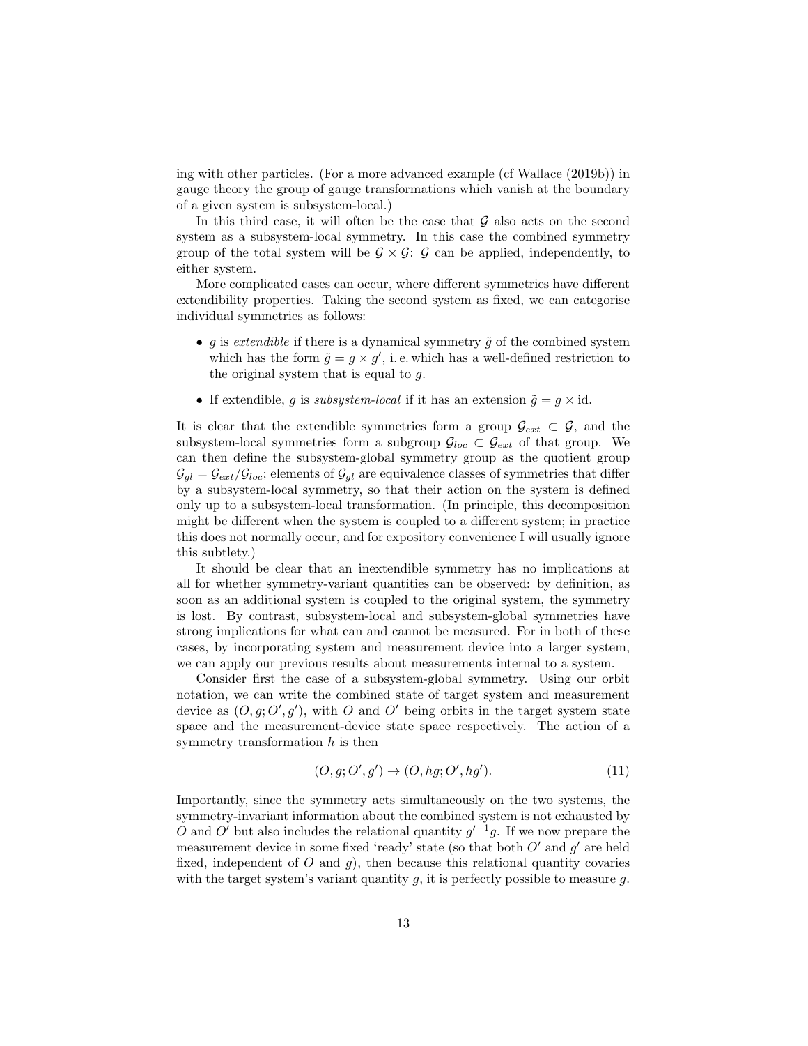ing with other particles. (For a more advanced example (cf Wallace (2019b)) in gauge theory the group of gauge transformations which vanish at the boundary of a given system is subsystem-local.)

In this third case, it will often be the case that $\mathcal{G}$ also acts on the second system as a subsystem-local symmetry. In this case the combined symmetry group of the total system will be $\mathcal{G} \times \mathcal{G}$: $\mathcal{G}$ can be applied, independently, to either system.

More complicated cases can occur, where different symmetries have different extendibility properties. Taking the second system as fixed, we can categorise individual symmetries as follows:

- $g$ is *extendible* if there is a dynamical symmetry $\tilde{g}$ of the combined system which has the form $\tilde{g} = g \times g'$, i. e. which has a well-defined restriction to the original system that is equal to $g$.
- If extendible, $g$ is *subsystem-local* if it has an extension $\tilde{g} = g \times \text{id}$.

It is clear that the extendible symmetries form a group $\mathcal{G}_{ext} \subset \mathcal{G}$, and the subsystem-local symmetries form a subgroup $\mathcal{G}_{loc} \subset \mathcal{G}_{ext}$ of that group. We can then define the subsystem-global symmetry group as the quotient group $\mathcal{G}_{gl} = \mathcal{G}_{ext}/\mathcal{G}_{loc}$; elements of $\mathcal{G}_{gl}$ are equivalence classes of symmetries that differ by a subsystem-local symmetry, so that their action on the system is defined only up to a subsystem-local transformation. (In principle, this decomposition might be different when the system is coupled to a different system; in practice this does not normally occur, and for expository convenience I will usually ignore this subtlety.)

It should be clear that an inextendible symmetry has no implications at all for whether symmetry-variant quantities can be observed: by definition, as soon as an additional system is coupled to the original system, the symmetry is lost. By contrast, subsystem-local and subsystem-global symmetries have strong implications for what can and cannot be measured. For in both of these cases, by incorporating system and measurement device into a larger system, we can apply our previous results about measurements internal to a system.

Consider first the case of a subsystem-global symmetry. Using our orbit notation, we can write the combined state of target system and measurement device as $(O, g; O', g')$, with $O$ and $O'$ being orbits in the target system state space and the measurement-device state space respectively. The action of a symmetry transformation $h$ is then

$$(O, g; O', g') \rightarrow (O, hg; O', hg'). \tag{11}$$

Importantly, since the symmetry acts simultaneously on the two systems, the symmetry-invariant information about the combined system is not exhausted by $O$ and $O'$ but also includes the relational quantity $g'^{-1}g$. If we now prepare the measurement device in some fixed 'ready' state (so that both $O'$ and $g'$ are held fixed, independent of $O$ and $g$), then because this relational quantity covaries with the target system's variant quantity $g$, it is perfectly possible to measure $g$.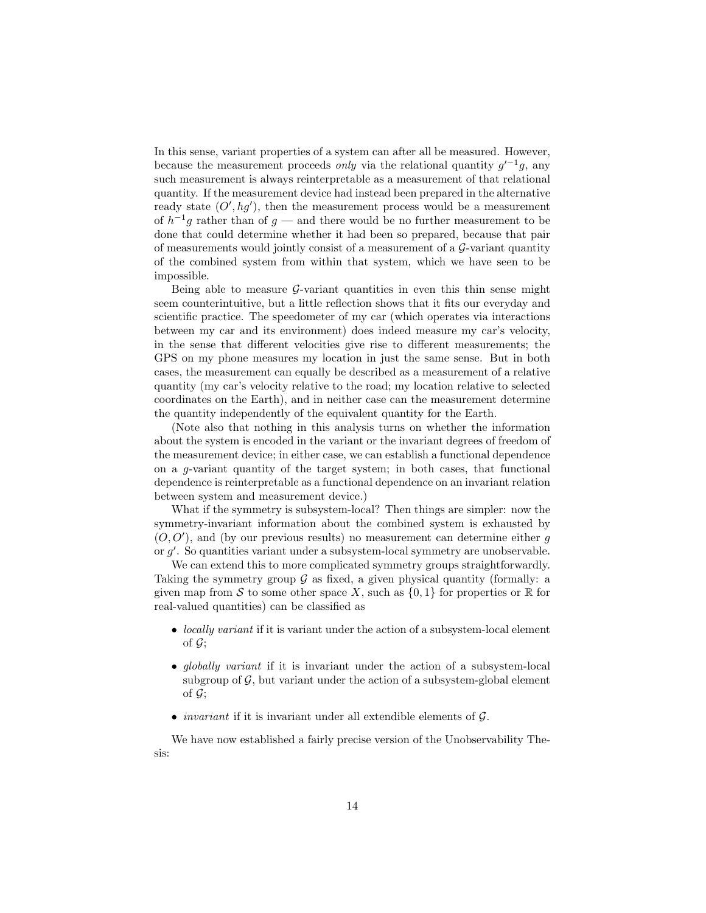In this sense, variant properties of a system can after all be measured. However, because the measurement proceeds *only* via the relational quantity $g'^{-1}g$, any such measurement is always reinterpretable as a measurement of that relational quantity. If the measurement device had instead been prepared in the alternative ready state $(O', hg')$, then the measurement process would be a measurement of $h^{-1}g$ rather than of $g$ — and there would be no further measurement to be done that could determine whether it had been so prepared, because that pair of measurements would jointly consist of a measurement of a $\mathcal{G}$-variant quantity of the combined system from within that system, which we have seen to be impossible.

Being able to measure $\mathcal{G}$-variant quantities in even this thin sense might seem counterintuitive, but a little reflection shows that it fits our everyday and scientific practice. The speedometer of my car (which operates via interactions between my car and its environment) does indeed measure my car's velocity, in the sense that different velocities give rise to different measurements; the GPS on my phone measures my location in just the same sense. But in both cases, the measurement can equally be described as a measurement of a relative quantity (my car's velocity relative to the road; my location relative to selected coordinates on the Earth), and in neither case can the measurement determine the quantity independently of the equivalent quantity for the Earth.

(Note also that nothing in this analysis turns on whether the information about the system is encoded in the variant or the invariant degrees of freedom of the measurement device; in either case, we can establish a functional dependence on a $g$-variant quantity of the target system; in both cases, that functional dependence is reinterpretable as a functional dependence on an invariant relation between system and measurement device.)

What if the symmetry is subsystem-local? Then things are simpler: now the symmetry-invariant information about the combined system is exhausted by $(O, O')$, and (by our previous results) no measurement can determine either $g$ or $g'$. So quantities variant under a subsystem-local symmetry are unobservable.

We can extend this to more complicated symmetry groups straightforwardly. Taking the symmetry group $\mathcal{G}$ as fixed, a given physical quantity (formally: a given map from $\mathcal{S}$ to some other space $X$, such as $\{0, 1\}$ for properties or $\mathbb{R}$ for real-valued quantities) can be classified as

- *locally variant* if it is variant under the action of a subsystem-local element of $\mathcal{G}$;
- *globally variant* if it is invariant under the action of a subsystem-local subgroup of $\mathcal{G}$, but variant under the action of a subsystem-global element of $\mathcal{G}$;
- *invariant* if it is invariant under all extendible elements of $\mathcal{G}$.

We have now established a fairly precise version of the Unobservability Thesis: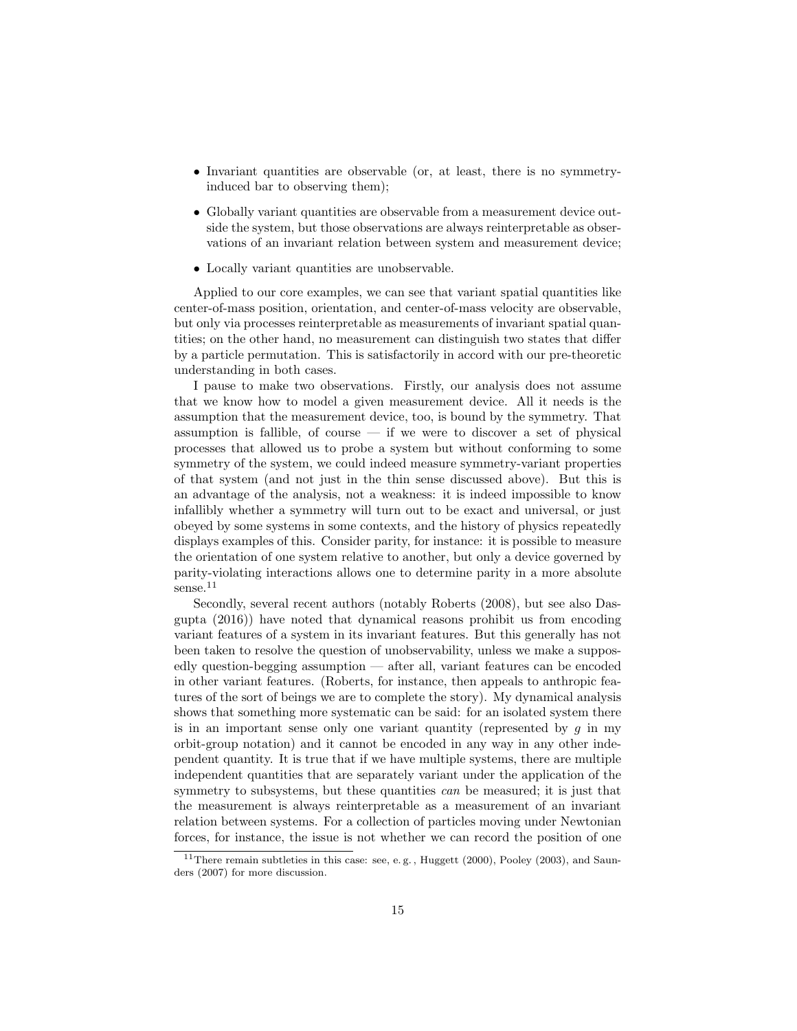- Invariant quantities are observable (or, at least, there is no symmetry-induced bar to observing them);
- Globally variant quantities are observable from a measurement device outside the system, but those observations are always reinterpretable as observations of an invariant relation between system and measurement device;
- Locally variant quantities are unobservable.

Applied to our core examples, we can see that variant spatial quantities like center-of-mass position, orientation, and center-of-mass velocity are observable, but only via processes reinterpretable as measurements of invariant spatial quantities; on the other hand, no measurement can distinguish two states that differ by a particle permutation. This is satisfactorily in accord with our pre-theoretic understanding in both cases.

I pause to make two observations. Firstly, our analysis does not assume that we know how to model a given measurement device. All it needs is the assumption that the measurement device, too, is bound by the symmetry. That assumption is fallible, of course — if we were to discover a set of physical processes that allowed us to probe a system but without conforming to some symmetry of the system, we could indeed measure symmetry-variant properties of that system (and not just in the thin sense discussed above). But this is an advantage of the analysis, not a weakness: it is indeed impossible to know infallibly whether a symmetry will turn out to be exact and universal, or just obeyed by some systems in some contexts, and the history of physics repeatedly displays examples of this. Consider parity, for instance: it is possible to measure the orientation of one system relative to another, but only a device governed by parity-violating interactions allows one to determine parity in a more absolute sense.[11]

Secondly, several recent authors (notably Roberts (2008), but see also Dasgupta (2016)) have noted that dynamical reasons prohibit us from encoding variant features of a system in its invariant features. But this generally has not been taken to resolve the question of unobservability, unless we make a supposedly question-begging assumption — after all, variant features can be encoded in other variant features. (Roberts, for instance, then appeals to anthropic features of the sort of beings we are to complete the story). My dynamical analysis shows that something more systematic can be said: for an isolated system there is in an important sense only one variant quantity (represented by $g$ in my orbit-group notation) and it cannot be encoded in any way in any other independent quantity. It is true that if we have multiple systems, there are multiple independent quantities that are separately variant under the application of the symmetry to subsystems, but these quantities *can* be measured; it is just that the measurement is always reinterpretable as a measurement of an invariant relation between systems. For a collection of particles moving under Newtonian forces, for instance, the issue is not whether we can record the position of one

[11] There remain subtleties in this case: see, e. g. , Huggett (2000), Pooley (2003), and Saunders (2007) for more discussion.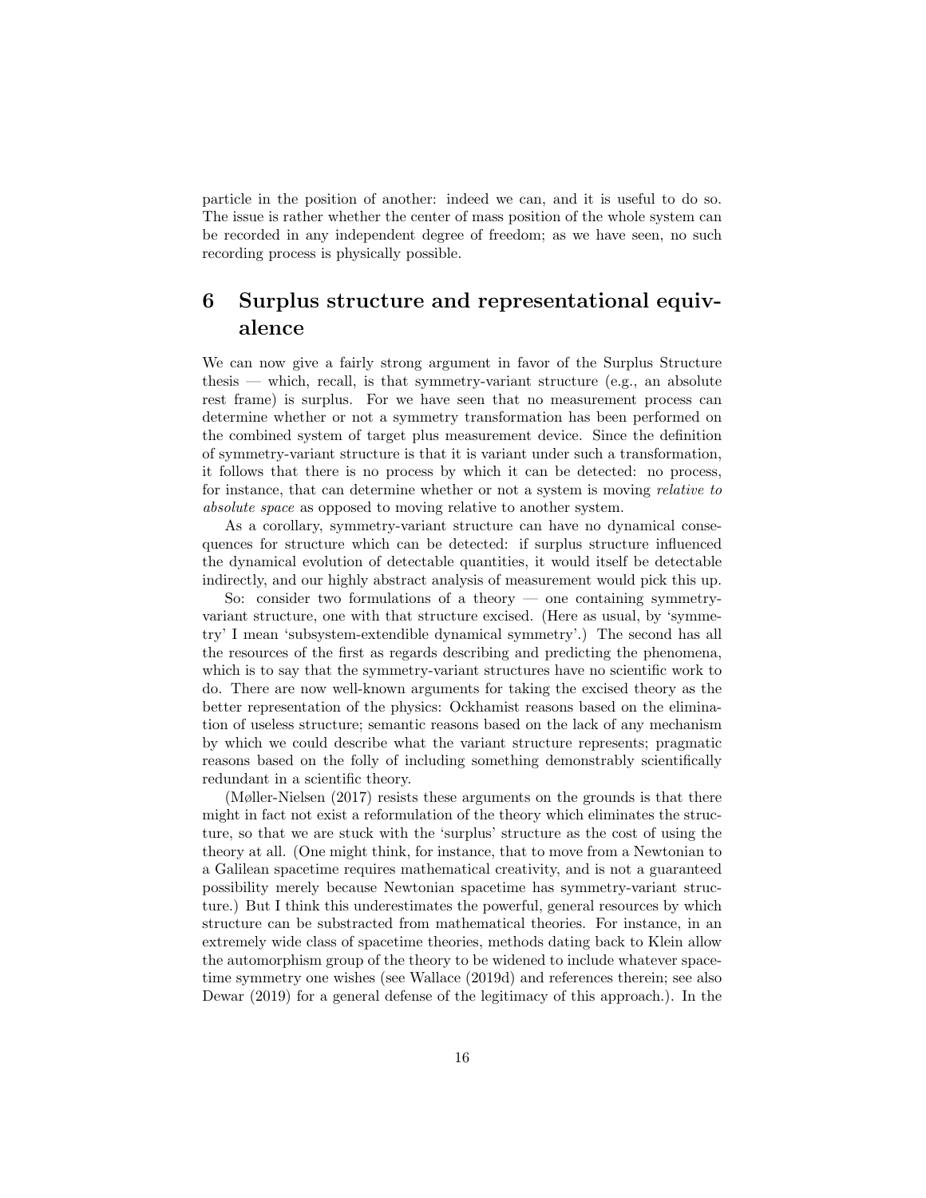particle in the position of another: indeed we can, and it is useful to do so. The issue is rather whether the center of mass position of the whole system can be recorded in any independent degree of freedom; as we have seen, no such recording process is physically possible.

## 6 Surplus structure and representational equivalence

We can now give a fairly strong argument in favor of the Surplus Structure thesis — which, recall, is that symmetry-variant structure (e.g., an absolute rest frame) is surplus. For we have seen that no measurement process can determine whether or not a symmetry transformation has been performed on the combined system of target plus measurement device. Since the definition of symmetry-variant structure is that it is variant under such a transformation, it follows that there is no process by which it can be detected: no process, for instance, that can determine whether or not a system is moving *relative to absolute space* as opposed to moving relative to another system.

As a corollary, symmetry-variant structure can have no dynamical consequences for structure which can be detected: if surplus structure influenced the dynamical evolution of detectable quantities, it would itself be detectable indirectly, and our highly abstract analysis of measurement would pick this up.

So: consider two formulations of a theory — one containing symmetry-variant structure, one with that structure excised. (Here as usual, by 'symmetry' I mean 'subsystem-extendible dynamical symmetry'.) The second has all the resources of the first as regards describing and predicting the phenomena, which is to say that the symmetry-variant structures have no scientific work to do. There are now well-known arguments for taking the excised theory as the better representation of the physics: Ockhamist reasons based on the elimination of useless structure; semantic reasons based on the lack of any mechanism by which we could describe what the variant structure represents; pragmatic reasons based on the folly of including something demonstrably scientifically redundant in a scientific theory.

(Møller-Nielsen (2017) resists these arguments on the grounds is that there might in fact not exist a reformulation of the theory which eliminates the structure, so that we are stuck with the 'surplus' structure as the cost of using the theory at all. (One might think, for instance, that to move from a Newtonian to a Galilean spacetime requires mathematical creativity, and is not a guaranteed possibility merely because Newtonian spacetime has symmetry-variant structure.) But I think this underestimates the powerful, general resources by which structure can be substracted from mathematical theories. For instance, in an extremely wide class of spacetime theories, methods dating back to Klein allow the automorphism group of the theory to be widened to include whatever spacetime symmetry one wishes (see Wallace (2019d) and references therein; see also Dewar (2019) for a general defense of the legitimacy of this approach.). In the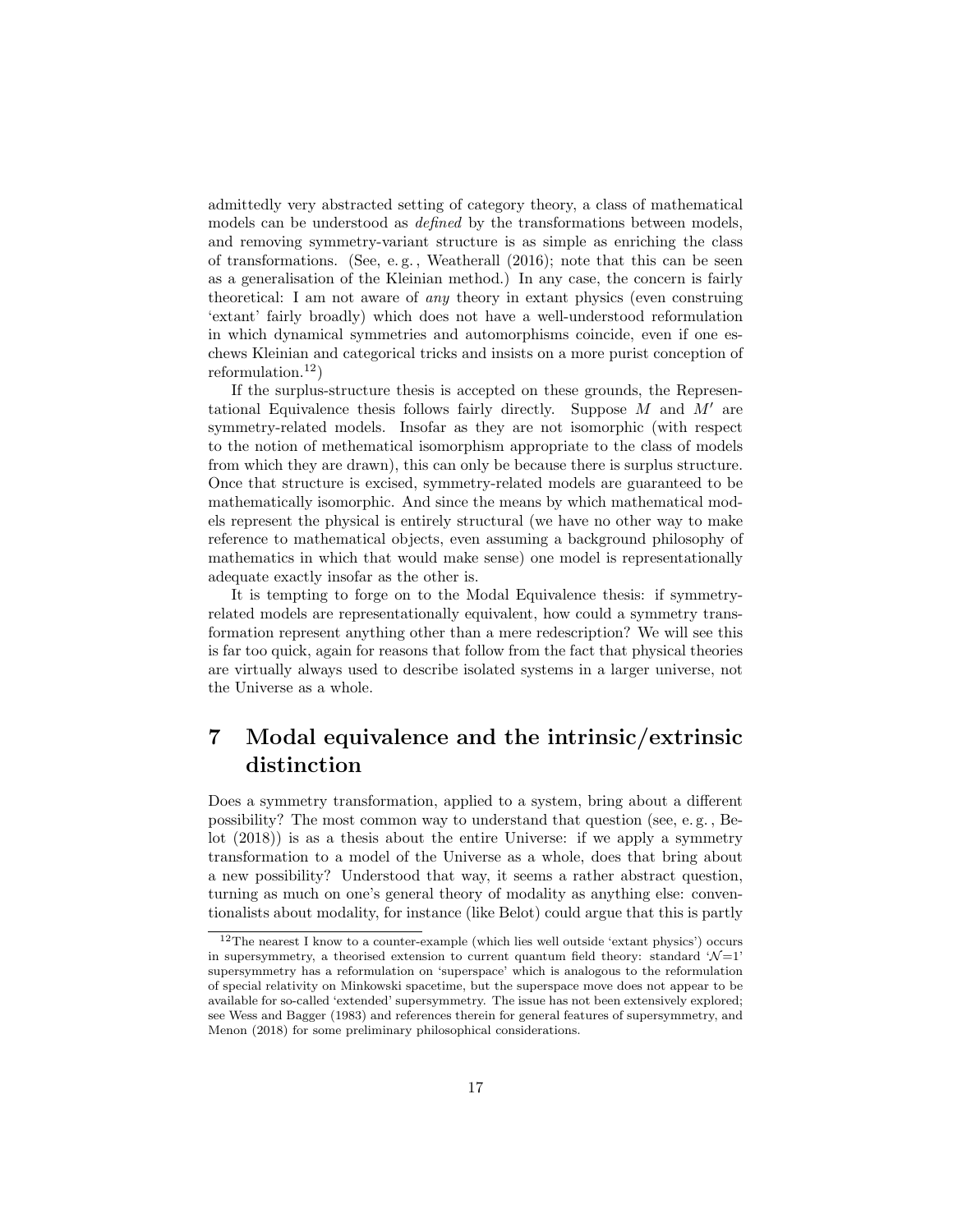admittedly very abstracted setting of category theory, a class of mathematical models can be understood as *defined* by the transformations between models, and removing symmetry-variant structure is as simple as enriching the class of transformations. (See, e. g. , Weatherall (2016); note that this can be seen as a generalisation of the Kleinian method.) In any case, the concern is fairly theoretical: I am not aware of *any* theory in extant physics (even construing 'extant' fairly broadly) which does not have a well-understood reformulation in which dynamical symmetries and automorphisms coincide, even if one eschews Kleinian and categorical tricks and insists on a more purist conception of reformulation.[12])

If the surplus-structure thesis is accepted on these grounds, the Representational Equivalence thesis follows fairly directly. Suppose $M$ and $M'$ are symmetry-related models. Insofar as they are not isomorphic (with respect to the notion of methematical isomorphism appropriate to the class of models from which they are drawn), this can only be because there is surplus structure. Once that structure is excised, symmetry-related models are guaranteed to be mathematically isomorphic. And since the means by which mathematical models represent the physical is entirely structural (we have no other way to make reference to mathematical objects, even assuming a background philosophy of mathematics in which that would make sense) one model is representationally adequate exactly insofar as the other is.

It is tempting to forge on to the Modal Equivalence thesis: if symmetry-related models are representationally equivalent, how could a symmetry transformation represent anything other than a mere redescription? We will see this is far too quick, again for reasons that follow from the fact that physical theories are virtually always used to describe isolated systems in a larger universe, not the Universe as a whole.

# 7 Modal equivalence and the intrinsic/extrinsic distinction

Does a symmetry transformation, applied to a system, bring about a different possibility? The most common way to understand that question (see, e. g. , Belot (2018)) is as a thesis about the entire Universe: if we apply a symmetry transformation to a model of the Universe as a whole, does that bring about a new possibility? Understood that way, it seems a rather abstract question, turning as much on one's general theory of modality as anything else: conventionalists about modality, for instance (like Belot) could argue that this is partly

[12]The nearest I know to a counter-example (which lies well outside 'extant physics') occurs in supersymmetry, a theorised extension to current quantum field theory: standard '$\mathcal{N}$=1' supersymmetry has a reformulation on 'superspace' which is analogous to the reformulation of special relativity on Minkowski spacetime, but the superspace move does not appear to be available for so-called 'extended' supersymmetry. The issue has not been extensively explored; see Wess and Bagger (1983) and references therein for general features of supersymmetry, and Menon (2018) for some preliminary philosophical considerations.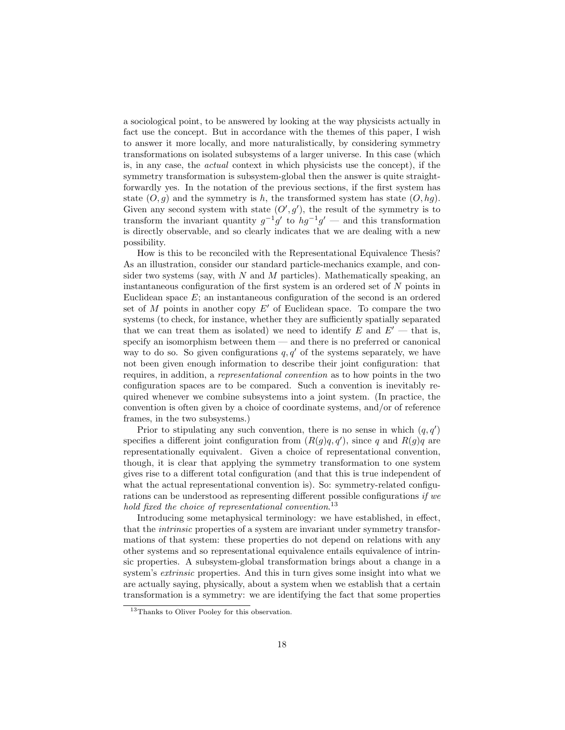a sociological point, to be answered by looking at the way physicists actually in fact use the concept. But in accordance with the themes of this paper, I wish to answer it more locally, and more naturalistically, by considering symmetry transformations on isolated subsystems of a larger universe. In this case (which is, in any case, the *actual* context in which physicists use the concept), if the symmetry transformation is subsystem-global then the answer is quite straightforwardly yes. In the notation of the previous sections, if the first system has state $(O, g)$ and the symmetry is $h$, the transformed system has state $(O, hg)$. Given any second system with state $(O', g')$, the result of the symmetry is to transform the invariant quantity $g^{-1}g'$ to $hg^{-1}g'$ — and this transformation is directly observable, and so clearly indicates that we are dealing with a new possibility.

How is this to be reconciled with the Representational Equivalence Thesis? As an illustration, consider our standard particle-mechanics example, and consider two systems (say, with $N$ and $M$ particles). Mathematically speaking, an instantaneous configuration of the first system is an ordered set of $N$ points in Euclidean space $E$; an instantaneous configuration of the second is an ordered set of $M$ points in another copy $E'$ of Euclidean space. To compare the two systems (to check, for instance, whether they are sufficiently spatially separated that we can treat them as isolated) we need to identify $E$ and $E'$ — that is, specify an isomorphism between them — and there is no preferred or canonical way to do so. So given configurations $q, q'$ of the systems separately, we have not been given enough information to describe their joint configuration: that requires, in addition, a *representational convention* as to how points in the two configuration spaces are to be compared. Such a convention is inevitably required whenever we combine subsystems into a joint system. (In practice, the convention is often given by a choice of coordinate systems, and/or of reference frames, in the two subsystems.)

Prior to stipulating any such convention, there is no sense in which $(q, q')$ specifies a different joint configuration from $(R(g)q, q')$, since $q$ and $R(g)q$ are representationally equivalent. Given a choice of representational convention, though, it is clear that applying the symmetry transformation to one system gives rise to a different total configuration (and that this is true independent of what the actual representational convention is). So: symmetry-related configurations can be understood as representing different possible configurations *if we hold fixed the choice of representational convention*.[13]

Introducing some metaphysical terminology: we have established, in effect, that the *intrinsic* properties of a system are invariant under symmetry transformations of that system: these properties do not depend on relations with any other systems and so representational equivalence entails equivalence of intrinsic properties. A subsystem-global transformation brings about a change in a system's *extrinsic* properties. And this in turn gives some insight into what we are actually saying, physically, about a system when we establish that a certain transformation is a symmetry: we are identifying the fact that some properties

[13] Thanks to Oliver Pooley for this observation.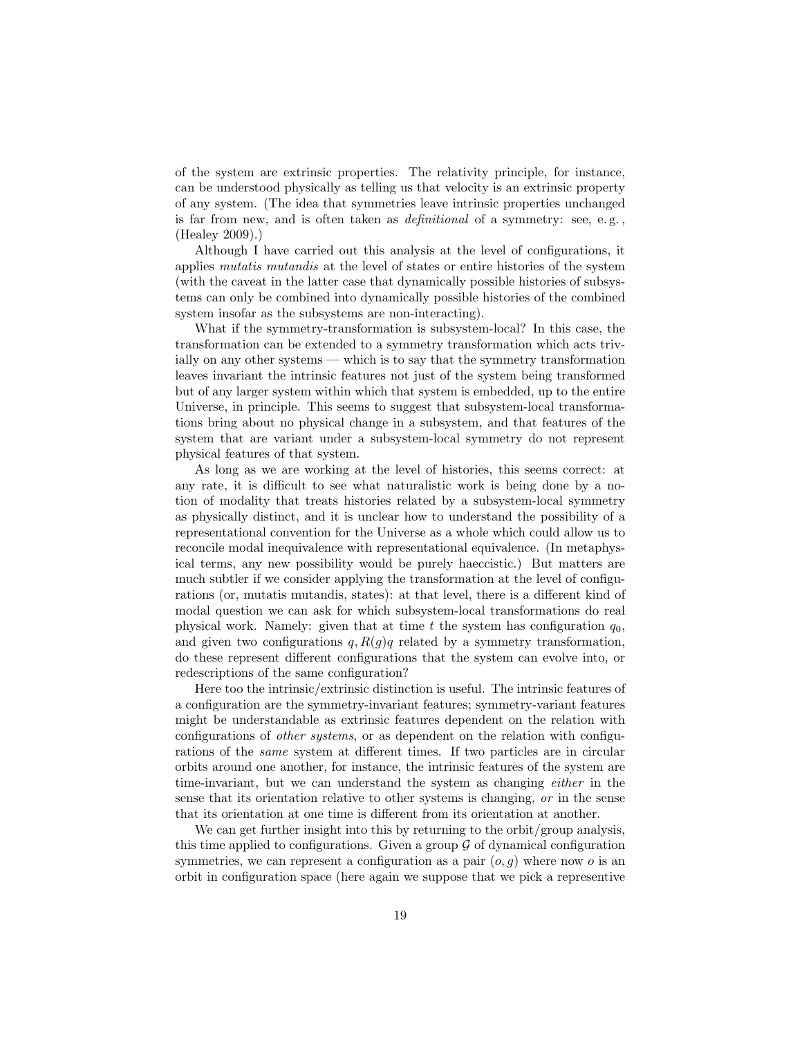of the system are extrinsic properties. The relativity principle, for instance, can be understood physically as telling us that velocity is an extrinsic property of any system. (The idea that symmetries leave intrinsic properties unchanged is far from new, and is often taken as *definitional* of a symmetry: see, e. g. , (Healey 2009).)

Although I have carried out this analysis at the level of configurations, it applies *mutatis mutandis* at the level of states or entire histories of the system (with the caveat in the latter case that dynamically possible histories of subsystems can only be combined into dynamically possible histories of the combined system insofar as the subsystems are non-interacting).

What if the symmetry-transformation is subsystem-local? In this case, the transformation can be extended to a symmetry transformation which acts trivially on any other systems — which is to say that the symmetry transformation leaves invariant the intrinsic features not just of the system being transformed but of any larger system within which that system is embedded, up to the entire Universe, in principle. This seems to suggest that subsystem-local transformations bring about no physical change in a subsystem, and that features of the system that are variant under a subsystem-local symmetry do not represent physical features of that system.

As long as we are working at the level of histories, this seems correct: at any rate, it is difficult to see what naturalistic work is being done by a notion of modality that treats histories related by a subsystem-local symmetry as physically distinct, and it is unclear how to understand the possibility of a representational convention for the Universe as a whole which could allow us to reconcile modal inequivalence with representational equivalence. (In metaphysical terms, any new possibility would be purely haeccistic.) But matters are much subtler if we consider applying the transformation at the level of configurations (or, mutatis mutandis, states): at that level, there is a different kind of modal question we can ask for which subsystem-local transformations do real physical work. Namely: given that at time $t$ the system has configuration $q_0$, and given two configurations $q, R(g)q$ related by a symmetry transformation, do these represent different configurations that the system can evolve into, or redescriptions of the same configuration?

Here too the intrinsic/extrinsic distinction is useful. The intrinsic features of a configuration are the symmetry-invariant features; symmetry-variant features might be understandable as extrinsic features dependent on the relation with configurations of *other systems*, or as dependent on the relation with configurations of the *same* system at different times. If two particles are in circular orbits around one another, for instance, the intrinsic features of the system are time-invariant, but we can understand the system as changing *either* in the sense that its orientation relative to other systems is changing, *or* in the sense that its orientation at one time is different from its orientation at another.

We can get further insight into this by returning to the orbit/group analysis, this time applied to configurations. Given a group $\mathcal{G}$ of dynamical configuration symmetries, we can represent a configuration as a pair $(o, g)$ where now $o$ is an orbit in configuration space (here again we suppose that we pick a representive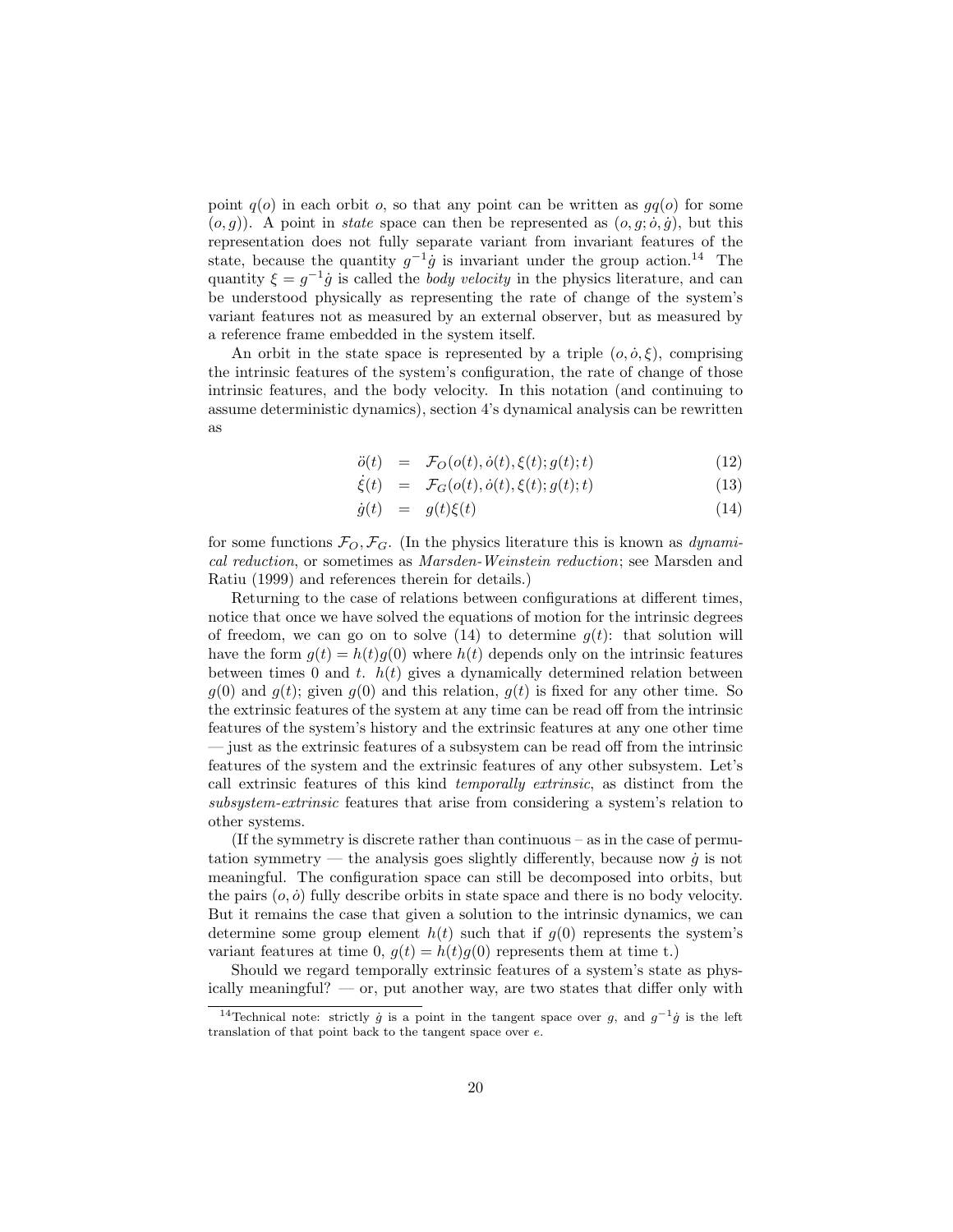point $q(o)$ in each orbit $o$, so that any point can be written as $gq(o)$ for some $(o,g)$). A point in *state* space can then be represented as $(o,g;\dot{o},\dot{g})$, but this representation does not fully separate variant from invariant features of the state, because the quantity $g^{-1}\dot{g}$ is invariant under the group action.[14] The quantity $\xi = g^{-1}\dot{g}$ is called the *body velocity* in the physics literature, and can be understood physically as representing the rate of change of the system's variant features not as measured by an external observer, but as measured by a reference frame embedded in the system itself.

An orbit in the state space is represented by a triple $(o,\dot{o},\xi)$, comprising the intrinsic features of the system's configuration, the rate of change of those intrinsic features, and the body velocity. In this notation (and continuing to assume deterministic dynamics), section 4's dynamical analysis can be rewritten as

$$\ddot{o}(t) = \mathcal{F}_O(o(t),\dot{o}(t),\xi(t);g(t);t) \tag{12}$$

$$\dot{\xi}(t) = \mathcal{F}_G(o(t),\dot{o}(t),\xi(t);g(t);t) \tag{13}$$

$$\dot{g}(t) = g(t)\xi(t) \tag{14}$$

for some functions $\mathcal{F}_O, \mathcal{F}_G$. (In the physics literature this is known as *dynamical reduction*, or sometimes as *Marsden-Weinstein reduction*; see Marsden and Ratiu (1999) and references therein for details.)

Returning to the case of relations between configurations at different times, notice that once we have solved the equations of motion for the intrinsic degrees of freedom, we can go on to solve (14) to determine $g(t)$: that solution will have the form $g(t) = h(t)g(0)$ where $h(t)$ depends only on the intrinsic features between times 0 and $t$. $h(t)$ gives a dynamically determined relation between $g(0)$ and $g(t)$; given $g(0)$ and this relation, $g(t)$ is fixed for any other time. So the extrinsic features of the system at any time can be read off from the intrinsic features of the system's history and the extrinsic features at any one other time — just as the extrinsic features of a subsystem can be read off from the intrinsic features of the system and the extrinsic features of any other subsystem. Let's call extrinsic features of this kind *temporally extrinsic*, as distinct from the *subsystem-extrinsic* features that arise from considering a system's relation to other systems.

(If the symmetry is discrete rather than continuous – as in the case of permutation symmetry — the analysis goes slightly differently, because now $\dot{g}$ is not meaningful. The configuration space can still be decomposed into orbits, but the pairs $(o,\dot{o})$ fully describe orbits in state space and there is no body velocity. But it remains the case that given a solution to the intrinsic dynamics, we can determine some group element $h(t)$ such that if $g(0)$ represents the system's variant features at time 0, $g(t) = h(t)g(0)$ represents them at time t.)

Should we regard temporally extrinsic features of a system's state as physically meaningful? — or, put another way, are two states that differ only with

[14] Technical note: strictly $\dot{g}$ is a point in the tangent space over $g$, and $g^{-1}\dot{g}$ is the left translation of that point back to the tangent space over $e$.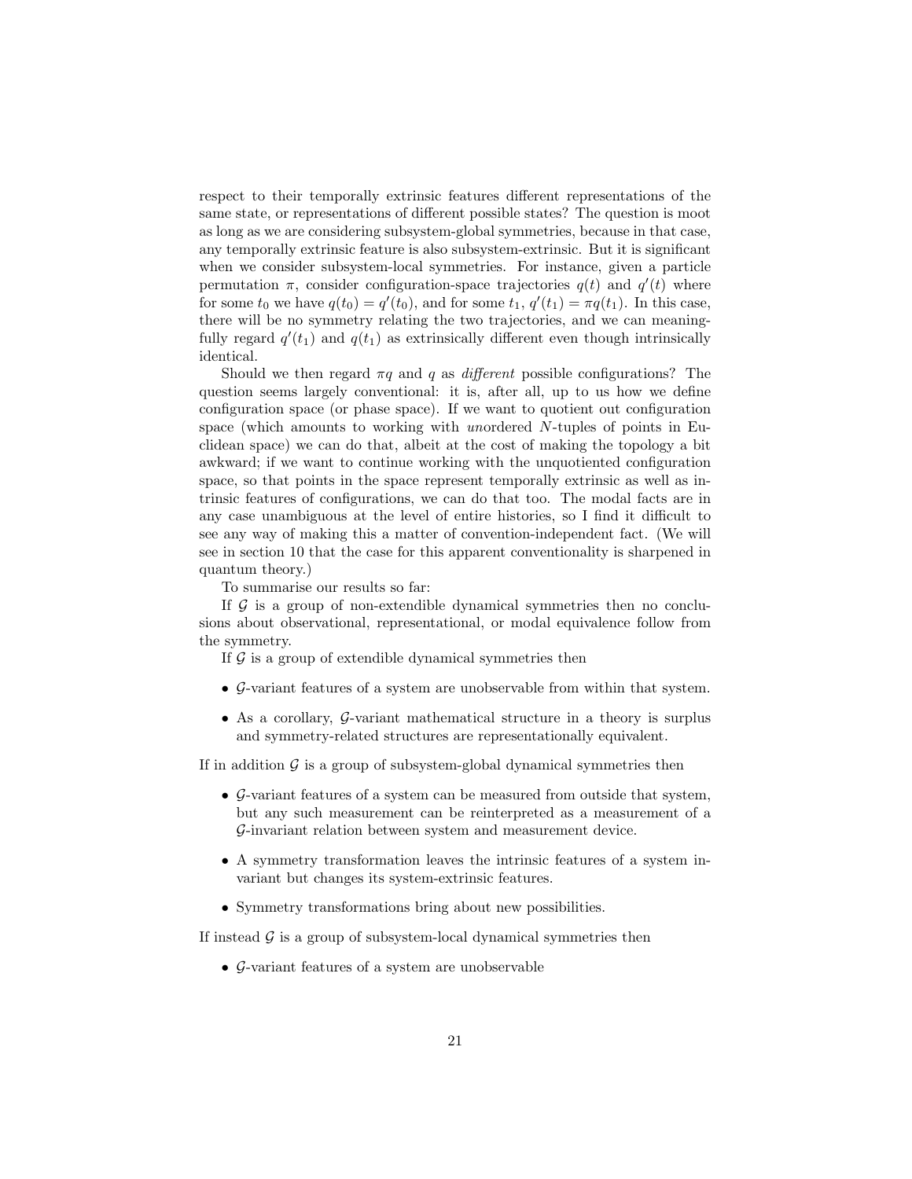respect to their temporally extrinsic features different representations of the same state, or representations of different possible states? The question is moot as long as we are considering subsystem-global symmetries, because in that case, any temporally extrinsic feature is also subsystem-extrinsic. But it is significant when we consider subsystem-local symmetries. For instance, given a particle permutation $\pi$, consider configuration-space trajectories $q(t)$ and $q'(t)$ where for some $t_0$ we have $q(t_0) = q'(t_0)$, and for some $t_1$, $q'(t_1) = \pi q(t_1)$. In this case, there will be no symmetry relating the two trajectories, and we can meaningfully regard $q'(t_1)$ and $q(t_1)$ as extrinsically different even though intrinsically identical.

Should we then regard $\pi q$ and $q$ as *different* possible configurations? The question seems largely conventional: it is, after all, up to us how we define configuration space (or phase space). If we want to quotient out configuration space (which amounts to working with *un*ordered $N$-tuples of points in Euclidean space) we can do that, albeit at the cost of making the topology a bit awkward; if we want to continue working with the unquotiented configuration space, so that points in the space represent temporally extrinsic as well as intrinsic features of configurations, we can do that too. The modal facts are in any case unambiguous at the level of entire histories, so I find it difficult to see any way of making this a matter of convention-independent fact. (We will see in section 10 that the case for this apparent conventionality is sharpened in quantum theory.)

To summarise our results so far:

If $\mathcal{G}$ is a group of non-extendible dynamical symmetries then no conclusions about observational, representational, or modal equivalence follow from the symmetry.

If $\mathcal{G}$ is a group of extendible dynamical symmetries then

- $\mathcal{G}$-variant features of a system are unobservable from within that system.
- As a corollary, $\mathcal{G}$-variant mathematical structure in a theory is surplus and symmetry-related structures are representationally equivalent.

If in addition $\mathcal{G}$ is a group of subsystem-global dynamical symmetries then

- $\mathcal{G}$-variant features of a system can be measured from outside that system, but any such measurement can be reinterpreted as a measurement of a $\mathcal{G}$-invariant relation between system and measurement device.
- A symmetry transformation leaves the intrinsic features of a system invariant but changes its system-extrinsic features.
- Symmetry transformations bring about new possibilities.

If instead $\mathcal{G}$ is a group of subsystem-local dynamical symmetries then

- $\mathcal{G}$-variant features of a system are unobservable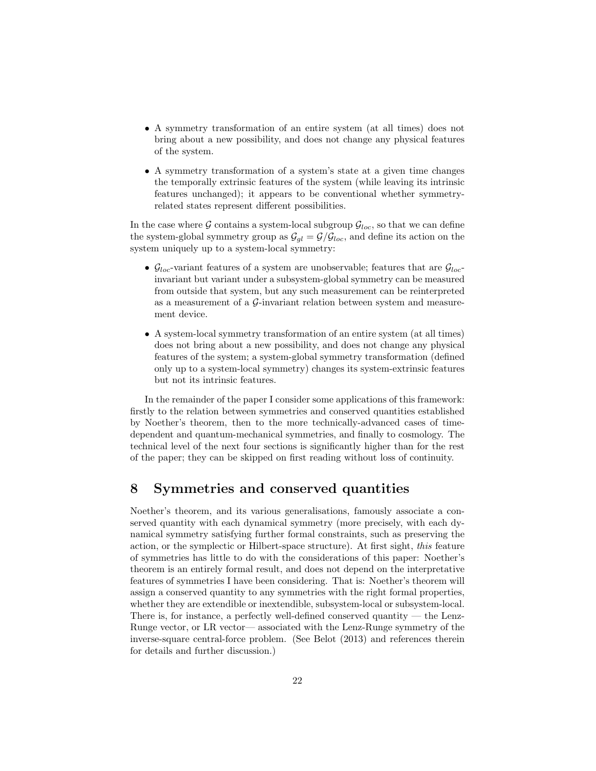- A symmetry transformation of an entire system (at all times) does not bring about a new possibility, and does not change any physical features of the system.
- A symmetry transformation of a system's state at a given time changes the temporally extrinsic features of the system (while leaving its intrinsic features unchanged); it appears to be conventional whether symmetry-related states represent different possibilities.

In the case where $\mathcal{G}$ contains a system-local subgroup $\mathcal{G}_{loc}$, so that we can define the system-global symmetry group as $\mathcal{G}_{gl} = \mathcal{G}/\mathcal{G}_{loc}$, and define its action on the system uniquely up to a system-local symmetry:

- $\mathcal{G}_{loc}$-variant features of a system are unobservable; features that are $\mathcal{G}_{loc}$-invariant but variant under a subsystem-global symmetry can be measured from outside that system, but any such measurement can be reinterpreted as a measurement of a $\mathcal{G}$-invariant relation between system and measurement device.
- A system-local symmetry transformation of an entire system (at all times) does not bring about a new possibility, and does not change any physical features of the system; a system-global symmetry transformation (defined only up to a system-local symmetry) changes its system-extrinsic features but not its intrinsic features.

In the remainder of the paper I consider some applications of this framework: firstly to the relation between symmetries and conserved quantities established by Noether's theorem, then to the more technically-advanced cases of time-dependent and quantum-mechanical symmetries, and finally to cosmology. The technical level of the next four sections is significantly higher than for the rest of the paper; they can be skipped on first reading without loss of continuity.

## 8 Symmetries and conserved quantities

Noether's theorem, and its various generalisations, famously associate a conserved quantity with each dynamical symmetry (more precisely, with each dynamical symmetry satisfying further formal constraints, such as preserving the action, or the symplectic or Hilbert-space structure). At first sight, *this* feature of symmetries has little to do with the considerations of this paper: Noether's theorem is an entirely formal result, and does not depend on the interpretative features of symmetries I have been considering. That is: Noether's theorem will assign a conserved quantity to any symmetries with the right formal properties, whether they are extendible or inextendible, subsystem-local or subsystem-local. There is, for instance, a perfectly well-defined conserved quantity — the Lenz-Runge vector, or LR vector— associated with the Lenz-Runge symmetry of the inverse-square central-force problem. (See Belot (2013) and references therein for details and further discussion.)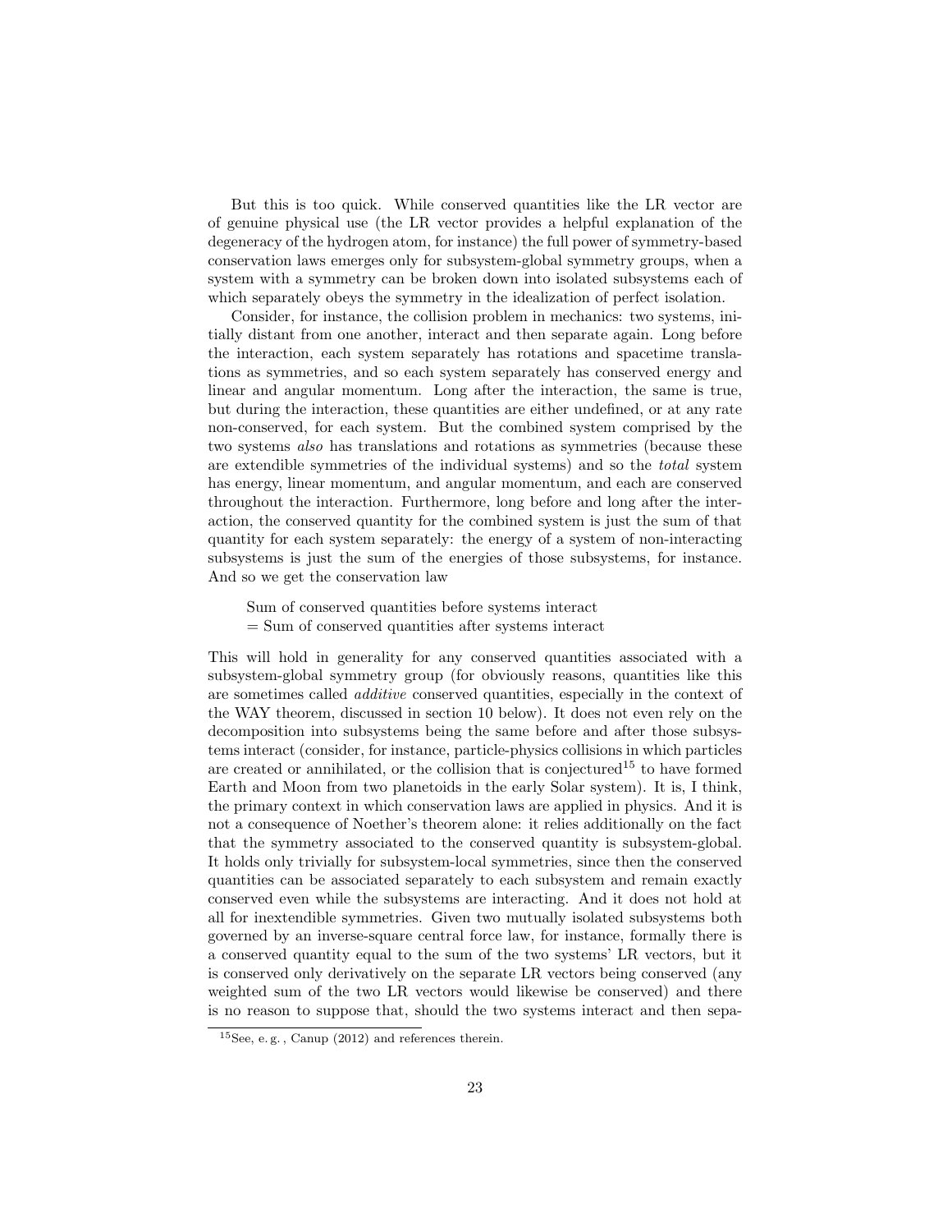But this is too quick. While conserved quantities like the LR vector are of genuine physical use (the LR vector provides a helpful explanation of the degeneracy of the hydrogen atom, for instance) the full power of symmetry-based conservation laws emerges only for subsystem-global symmetry groups, when a system with a symmetry can be broken down into isolated subsystems each of which separately obeys the symmetry in the idealization of perfect isolation.

Consider, for instance, the collision problem in mechanics: two systems, initially distant from one another, interact and then separate again. Long before the interaction, each system separately has rotations and spacetime translations as symmetries, and so each system separately has conserved energy and linear and angular momentum. Long after the interaction, the same is true, but during the interaction, these quantities are either undefined, or at any rate non-conserved, for each system. But the combined system comprised by the two systems *also* has translations and rotations as symmetries (because these are extendible symmetries of the individual systems) and so the *total* system has energy, linear momentum, and angular momentum, and each are conserved throughout the interaction. Furthermore, long before and long after the interaction, the conserved quantity for the combined system is just the sum of that quantity for each system separately: the energy of a system of non-interacting subsystems is just the sum of the energies of those subsystems, for instance. And so we get the conservation law

> Sum of conserved quantities before systems interact
> = Sum of conserved quantities after systems interact

This will hold in generality for any conserved quantities associated with a subsystem-global symmetry group (for obviously reasons, quantities like this are sometimes called *additive* conserved quantities, especially in the context of the WAY theorem, discussed in section 10 below). It does not even rely on the decomposition into subsystems being the same before and after those subsystems interact (consider, for instance, particle-physics collisions in which particles are created or annihilated, or the collision that is conjectured[15] to have formed Earth and Moon from two planetoids in the early Solar system). It is, I think, the primary context in which conservation laws are applied in physics. And it is not a consequence of Noether's theorem alone: it relies additionally on the fact that the symmetry associated to the conserved quantity is subsystem-global. It holds only trivially for subsystem-local symmetries, since then the conserved quantities can be associated separately to each subsystem and remain exactly conserved even while the subsystems are interacting. And it does not hold at all for inextendible symmetries. Given two mutually isolated subsystems both governed by an inverse-square central force law, for instance, formally there is a conserved quantity equal to the sum of the two systems' LR vectors, but it is conserved only derivatively on the separate LR vectors being conserved (any weighted sum of the two LR vectors would likewise be conserved) and there is no reason to suppose that, should the two systems interact and then sepa-

[15]See, e. g. , Canup (2012) and references therein.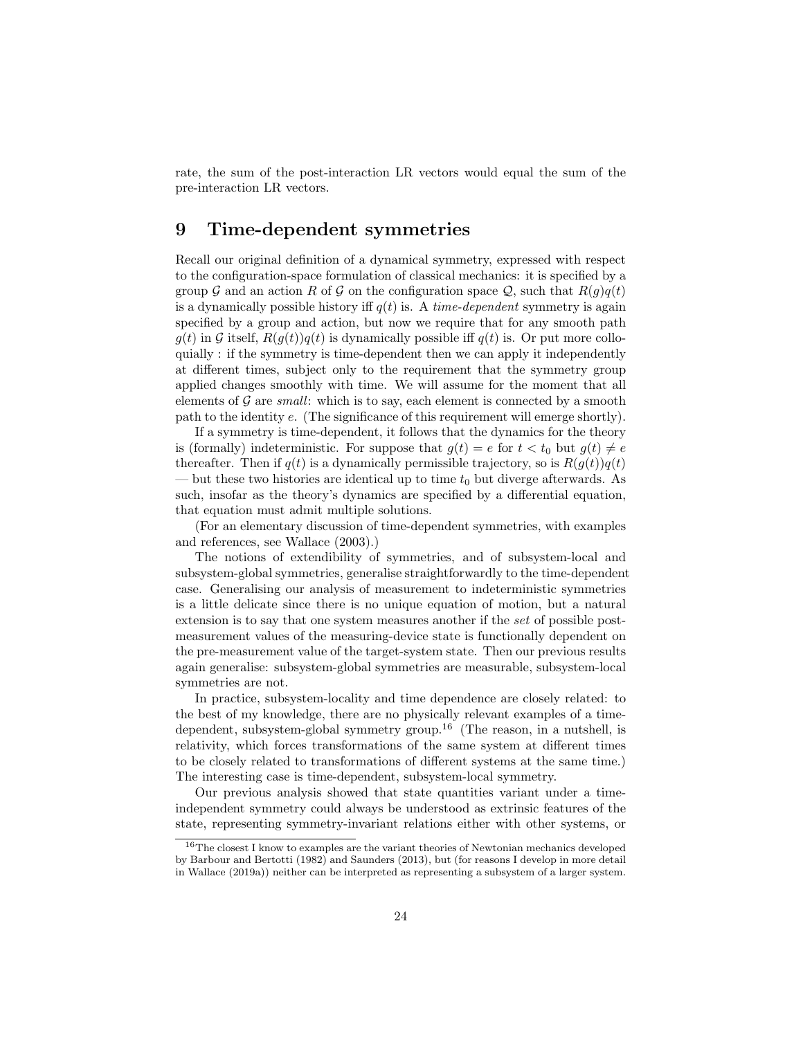rate, the sum of the post-interaction LR vectors would equal the sum of the pre-interaction LR vectors.

# 9 Time-dependent symmetries

Recall our original definition of a dynamical symmetry, expressed with respect to the configuration-space formulation of classical mechanics: it is specified by a group $\mathcal{G}$ and an action $R$ of $\mathcal{G}$ on the configuration space $\mathcal{Q}$, such that $R(g)q(t)$ is a dynamically possible history iff $q(t)$ is. A *time-dependent* symmetry is again specified by a group and action, but now we require that for any smooth path $g(t)$ in $\mathcal{G}$ itself, $R(g(t))q(t)$ is dynamically possible iff $q(t)$ is. Or put more colloquially : if the symmetry is time-dependent then we can apply it independently at different times, subject only to the requirement that the symmetry group applied changes smoothly with time. We will assume for the moment that all elements of $\mathcal{G}$ are *small*: which is to say, each element is connected by a smooth path to the identity $e$. (The significance of this requirement will emerge shortly).

If a symmetry is time-dependent, it follows that the dynamics for the theory is (formally) indeterministic. For suppose that $g(t) = e$ for $t < t_0$ but $g(t) \neq e$ thereafter. Then if $q(t)$ is a dynamically permissible trajectory, so is $R(g(t))q(t)$ — but these two histories are identical up to time $t_0$ but diverge afterwards. As such, insofar as the theory's dynamics are specified by a differential equation, that equation must admit multiple solutions.

(For an elementary discussion of time-dependent symmetries, with examples and references, see Wallace (2003).)

The notions of extendibility of symmetries, and of subsystem-local and subsystem-global symmetries, generalise straightforwardly to the time-dependent case. Generalising our analysis of measurement to indeterministic symmetries is a little delicate since there is no unique equation of motion, but a natural extension is to say that one system measures another if the *set* of possible post-measurement values of the measuring-device state is functionally dependent on the pre-measurement value of the target-system state. Then our previous results again generalise: subsystem-global symmetries are measurable, subsystem-local symmetries are not.

In practice, subsystem-locality and time dependence are closely related: to the best of my knowledge, there are no physically relevant examples of a time-dependent, subsystem-global symmetry group.[16] (The reason, in a nutshell, is relativity, which forces transformations of the same system at different times to be closely related to transformations of different systems at the same time.) The interesting case is time-dependent, subsystem-local symmetry.

Our previous analysis showed that state quantities variant under a time-independent symmetry could always be understood as extrinsic features of the state, representing symmetry-invariant relations either with other systems, or

[16] The closest I know to examples are the variant theories of Newtonian mechanics developed by Barbour and Bertotti (1982) and Saunders (2013), but (for reasons I develop in more detail in Wallace (2019a)) neither can be interpreted as representing a subsystem of a larger system.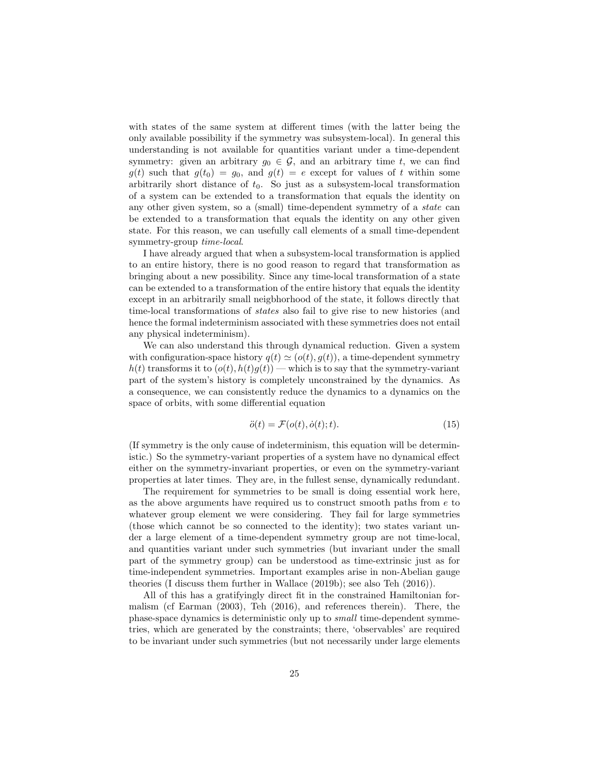with states of the same system at different times (with the latter being the only available possibility if the symmetry was subsystem-local). In general this understanding is not available for quantities variant under a time-dependent symmetry: given an arbitrary $g_0 \in \mathcal{G}$, and an arbitrary time $t$, we can find $g(t)$ such that $g(t_0) = g_0$, and $g(t) = e$ except for values of $t$ within some arbitrarily short distance of $t_0$. So just as a subsystem-local transformation of a system can be extended to a transformation that equals the identity on any other given system, so a (small) time-dependent symmetry of a *state* can be extended to a transformation that equals the identity on any other given state. For this reason, we can usefully call elements of a small time-dependent symmetry-group *time-local*.

I have already argued that when a subsystem-local transformation is applied to an entire history, there is no good reason to regard that transformation as bringing about a new possibility. Since any time-local transformation of a state can be extended to a transformation of the entire history that equals the identity except in an arbitrarily small neigbhorhood of the state, it follows directly that time-local transformations of *states* also fail to give rise to new histories (and hence the formal indeterminism associated with these symmetries does not entail any physical indeterminism).

We can also understand this through dynamical reduction. Given a system with configuration-space history $q(t) \simeq (o(t), g(t))$, a time-dependent symmetry $h(t)$ transforms it to $(o(t), h(t)g(t))$ — which is to say that the symmetry-variant part of the system's history is completely unconstrained by the dynamics. As a consequence, we can consistently reduce the dynamics to a dynamics on the space of orbits, with some differential equation

$$\ddot{o}(t) = \mathcal{F}(o(t), \dot{o}(t); t). \tag{15}$$

(If symmetry is the only cause of indeterminism, this equation will be deterministic.) So the symmetry-variant properties of a system have no dynamical effect either on the symmetry-invariant properties, or even on the symmetry-variant properties at later times. They are, in the fullest sense, dynamically redundant.

The requirement for symmetries to be small is doing essential work here, as the above arguments have required us to construct smooth paths from $e$ to whatever group element we were considering. They fail for large symmetries (those which cannot be so connected to the identity); two states variant under a large element of a time-dependent symmetry group are not time-local, and quantities variant under such symmetries (but invariant under the small part of the symmetry group) can be understood as time-extrinsic just as for time-independent symmetries. Important examples arise in non-Abelian gauge theories (I discuss them further in Wallace (2019b); see also Teh (2016)).

All of this has a gratifyingly direct fit in the constrained Hamiltonian formalism (cf Earman (2003), Teh (2016), and references therein). There, the phase-space dynamics is deterministic only up to *small* time-dependent symmetries, which are generated by the constraints; there, 'observables' are required to be invariant under such symmetries (but not necessarily under large elements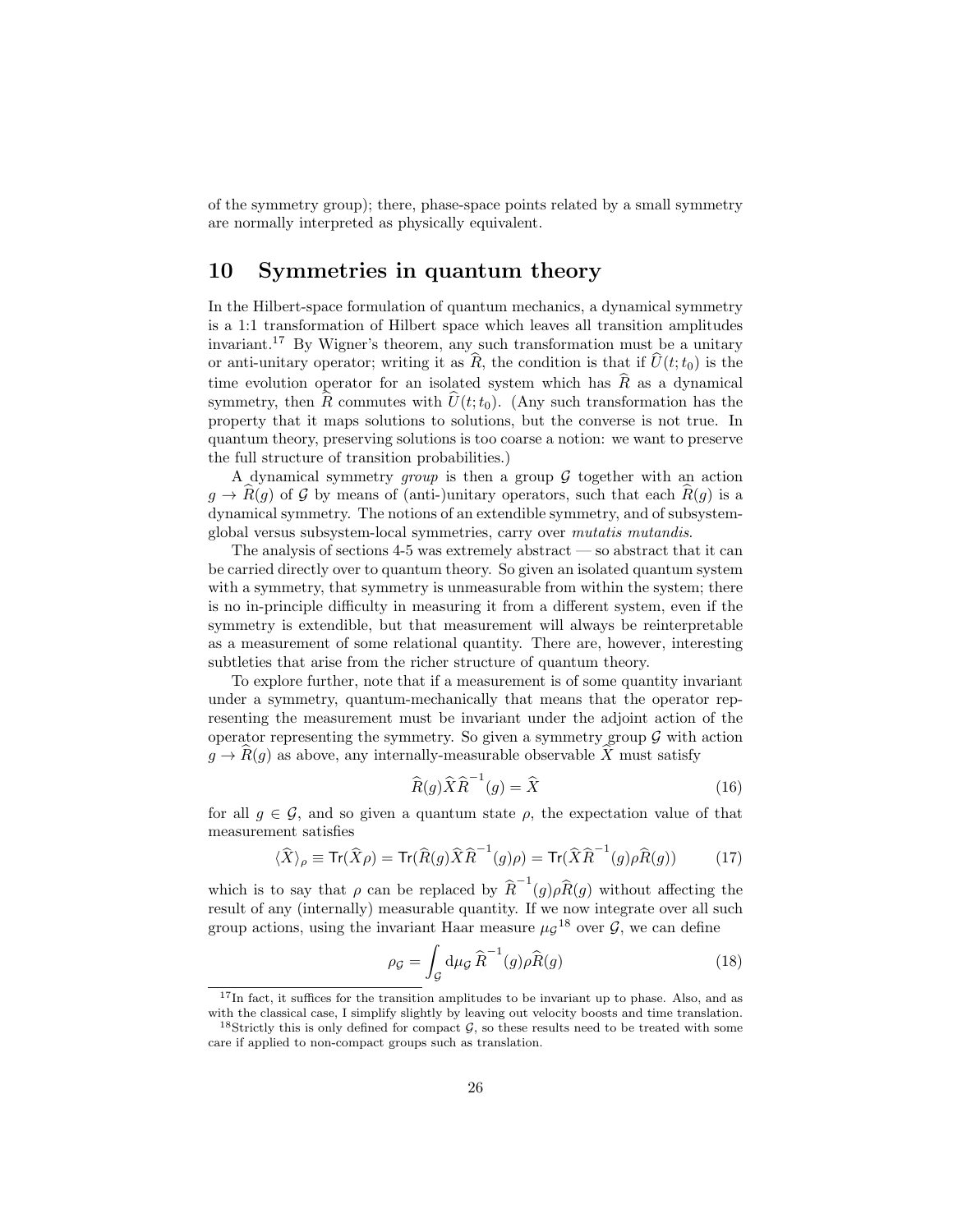of the symmetry group); there, phase-space points related by a small symmetry are normally interpreted as physically equivalent.

## 10 Symmetries in quantum theory

In the Hilbert-space formulation of quantum mechanics, a dynamical symmetry is a 1:1 transformation of Hilbert space which leaves all transition amplitudes invariant.[17] By Wigner's theorem, any such transformation must be a unitary or anti-unitary operator; writing it as $\widehat{R}$, the condition is that if $\widehat{U}(t;t_0)$ is the time evolution operator for an isolated system which has $\widehat{R}$ as a dynamical symmetry, then $\widehat{R}$ commutes with $\widehat{U}(t;t_0)$. (Any such transformation has the property that it maps solutions to solutions, but the converse is not true. In quantum theory, preserving solutions is too coarse a notion: we want to preserve the full structure of transition probabilities.)

A dynamical symmetry *group* is then a group $\mathcal{G}$ together with an action $g \to \widehat{R}(g)$ of $\mathcal{G}$ by means of (anti-)unitary operators, such that each $\widehat{R}(g)$ is a dynamical symmetry. The notions of an extendible symmetry, and of subsystem-global versus subsystem-local symmetries, carry over *mutatis mutandis*.

The analysis of sections 4-5 was extremely abstract — so abstract that it can be carried directly over to quantum theory. So given an isolated quantum system with a symmetry, that symmetry is unmeasurable from within the system; there is no in-principle difficulty in measuring it from a different system, even if the symmetry is extendible, but that measurement will always be reinterpretable as a measurement of some relational quantity. There are, however, interesting subtleties that arise from the richer structure of quantum theory.

To explore further, note that if a measurement is of some quantity invariant under a symmetry, quantum-mechanically that means that the operator representing the measurement must be invariant under the adjoint action of the operator representing the symmetry. So given a symmetry group $\mathcal{G}$ with action $g \to \widehat{R}(g)$ as above, any internally-measurable observable $\widehat{X}$ must satisfy

$$\widehat{R}(g)\widehat{X}\widehat{R}^{-1}(g) = \widehat{X} \tag{16}$$

for all $g \in \mathcal{G}$, and so given a quantum state $\rho$, the expectation value of that measurement satisfies

$$\langle \widehat{X} \rangle_\rho \equiv \mathsf{Tr}(\widehat{X}\rho) = \mathsf{Tr}(\widehat{R}(g)\widehat{X}\widehat{R}^{-1}(g)\rho) = \mathsf{Tr}(\widehat{X}\widehat{R}^{-1}(g)\rho\widehat{R}(g)) \tag{17}$$

which is to say that $\rho$ can be replaced by $\widehat{R}^{-1}(g)\rho\widehat{R}(g)$ without affecting the result of any (internally) measurable quantity. If we now integrate over all such group actions, using the invariant Haar measure $\mu_{\mathcal{G}}$[18] over $\mathcal{G}$, we can define

$$\rho_{\mathcal{G}} = \int_{\mathcal{G}} \mathrm{d}\mu_{\mathcal{G}}\, \widehat{R}^{-1}(g)\rho\widehat{R}(g) \tag{18}$$

[17] In fact, it suffices for the transition amplitudes to be invariant up to phase. Also, and as with the classical case, I simplify slightly by leaving out velocity boosts and time translation.

[18] Strictly this is only defined for compact $\mathcal{G}$, so these results need to be treated with some care if applied to non-compact groups such as translation.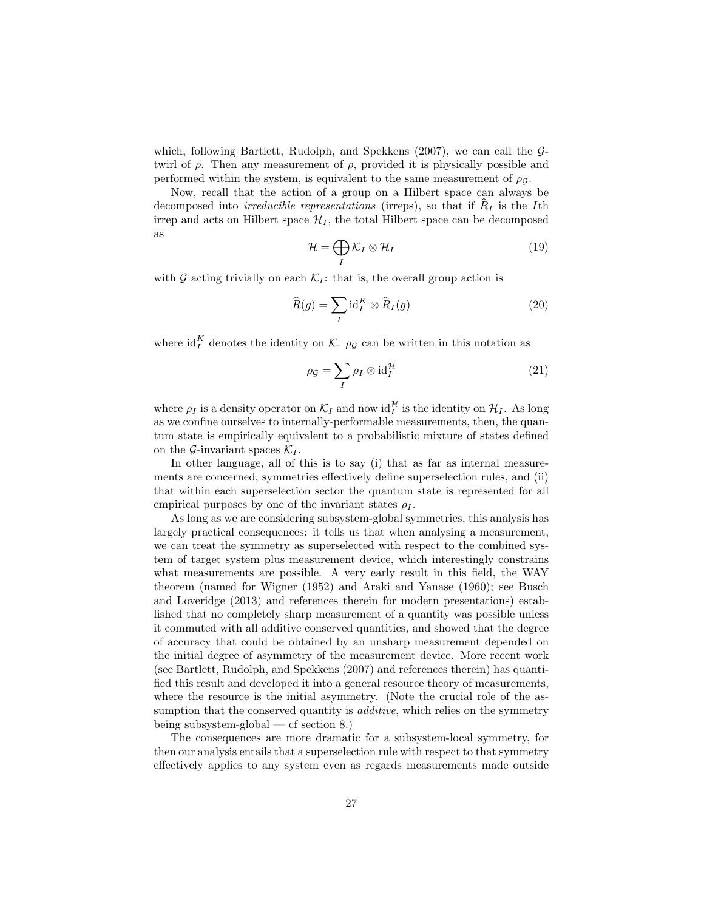which, following Bartlett, Rudolph, and Spekkens (2007), we can call the $\mathcal{G}$-twirl of $\rho$. Then any measurement of $\rho$, provided it is physically possible and performed within the system, is equivalent to the same measurement of $\rho_{\mathcal{G}}$.

Now, recall that the action of a group on a Hilbert space can always be decomposed into *irreducible representations* (irreps), so that if $\widehat{R}_I$ is the $I$th irrep and acts on Hilbert space $\mathcal{H}_I$, the total Hilbert space can be decomposed as

$$\mathcal{H} = \bigoplus_I \mathcal{K}_I \otimes \mathcal{H}_I \tag{19}$$

with $\mathcal{G}$ acting trivially on each $\mathcal{K}_I$: that is, the overall group action is

$$\widehat{R}(g) = \sum_I \mathrm{id}_I^K \otimes \widehat{R}_I(g) \tag{20}$$

where $\mathrm{id}_I^K$ denotes the identity on $\mathcal{K}$. $\rho_{\mathcal{G}}$ can be written in this notation as

$$\rho_{\mathcal{G}} = \sum_I \rho_I \otimes \mathrm{id}_I^{\mathcal{H}} \tag{21}$$

where $\rho_I$ is a density operator on $\mathcal{K}_I$ and now $\mathrm{id}_I^{\mathcal{H}}$ is the identity on $\mathcal{H}_I$. As long as we confine ourselves to internally-performable measurements, then, the quantum state is empirically equivalent to a probabilistic mixture of states defined on the $\mathcal{G}$-invariant spaces $\mathcal{K}_I$.

In other language, all of this is to say (i) that as far as internal measurements are concerned, symmetries effectively define superselection rules, and (ii) that within each superselection sector the quantum state is represented for all empirical purposes by one of the invariant states $\rho_I$.

As long as we are considering subsystem-global symmetries, this analysis has largely practical consequences: it tells us that when analysing a measurement, we can treat the symmetry as superselected with respect to the combined system of target system plus measurement device, which interestingly constrains what measurements are possible. A very early result in this field, the WAY theorem (named for Wigner (1952) and Araki and Yanase (1960); see Busch and Loveridge (2013) and references therein for modern presentations) established that no completely sharp measurement of a quantity was possible unless it commuted with all additive conserved quantities, and showed that the degree of accuracy that could be obtained by an unsharp measurement depended on the initial degree of asymmetry of the measurement device. More recent work (see Bartlett, Rudolph, and Spekkens (2007) and references therein) has quantified this result and developed it into a general resource theory of measurements, where the resource is the initial asymmetry. (Note the crucial role of the assumption that the conserved quantity is *additive*, which relies on the symmetry being subsystem-global — cf section 8.)

The consequences are more dramatic for a subsystem-local symmetry, for then our analysis entails that a superselection rule with respect to that symmetry effectively applies to any system even as regards measurements made outside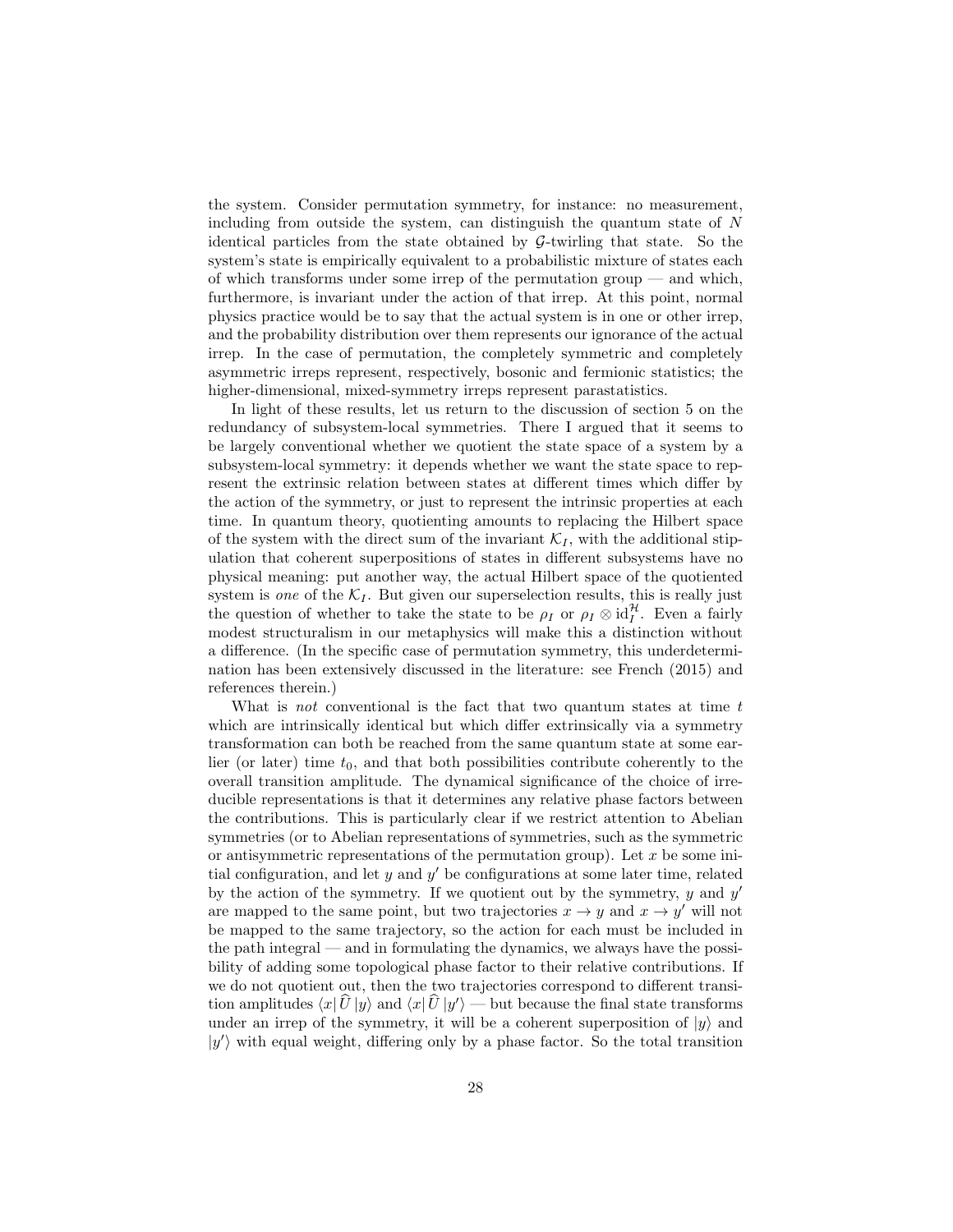the system. Consider permutation symmetry, for instance: no measurement, including from outside the system, can distinguish the quantum state of $N$ identical particles from the state obtained by $\mathcal{G}$-twirling that state. So the system's state is empirically equivalent to a probabilistic mixture of states each of which transforms under some irrep of the permutation group — and which, furthermore, is invariant under the action of that irrep. At this point, normal physics practice would be to say that the actual system is in one or other irrep, and the probability distribution over them represents our ignorance of the actual irrep. In the case of permutation, the completely symmetric and completely asymmetric irreps represent, respectively, bosonic and fermionic statistics; the higher-dimensional, mixed-symmetry irreps represent parastatistics.

In light of these results, let us return to the discussion of section 5 on the redundancy of subsystem-local symmetries. There I argued that it seems to be largely conventional whether we quotient the state space of a system by a subsystem-local symmetry: it depends whether we want the state space to represent the extrinsic relation between states at different times which differ by the action of the symmetry, or just to represent the intrinsic properties at each time. In quantum theory, quotienting amounts to replacing the Hilbert space of the system with the direct sum of the invariant $\mathcal{K}_I$, with the additional stipulation that coherent superpositions of states in different subsystems have no physical meaning: put another way, the actual Hilbert space of the quotiented system is *one* of the $\mathcal{K}_I$. But given our superselection results, this is really just the question of whether to take the state to be $\rho_I$ or $\rho_I \otimes \mathrm{id}_I^{\mathcal{H}}$. Even a fairly modest structuralism in our metaphysics will make this a distinction without a difference. (In the specific case of permutation symmetry, this underdetermination has been extensively discussed in the literature: see French (2015) and references therein.)

What is *not* conventional is the fact that two quantum states at time $t$ which are intrinsically identical but which differ extrinsically via a symmetry transformation can both be reached from the same quantum state at some earlier (or later) time $t_0$, and that both possibilities contribute coherently to the overall transition amplitude. The dynamical significance of the choice of irreducible representations is that it determines any relative phase factors between the contributions. This is particularly clear if we restrict attention to Abelian symmetries (or to Abelian representations of symmetries, such as the symmetric or antisymmetric representations of the permutation group). Let $x$ be some initial configuration, and let $y$ and $y'$ be configurations at some later time, related by the action of the symmetry. If we quotient out by the symmetry, $y$ and $y'$ are mapped to the same point, but two trajectories $x \to y$ and $x \to y'$ will not be mapped to the same trajectory, so the action for each must be included in the path integral — and in formulating the dynamics, we always have the possibility of adding some topological phase factor to their relative contributions. If we do not quotient out, then the two trajectories correspond to different transition amplitudes $\langle x|\widehat{U}|y\rangle$ and $\langle x|\widehat{U}|y'\rangle$ — but because the final state transforms under an irrep of the symmetry, it will be a coherent superposition of $|y\rangle$ and $|y'\rangle$ with equal weight, differing only by a phase factor. So the total transition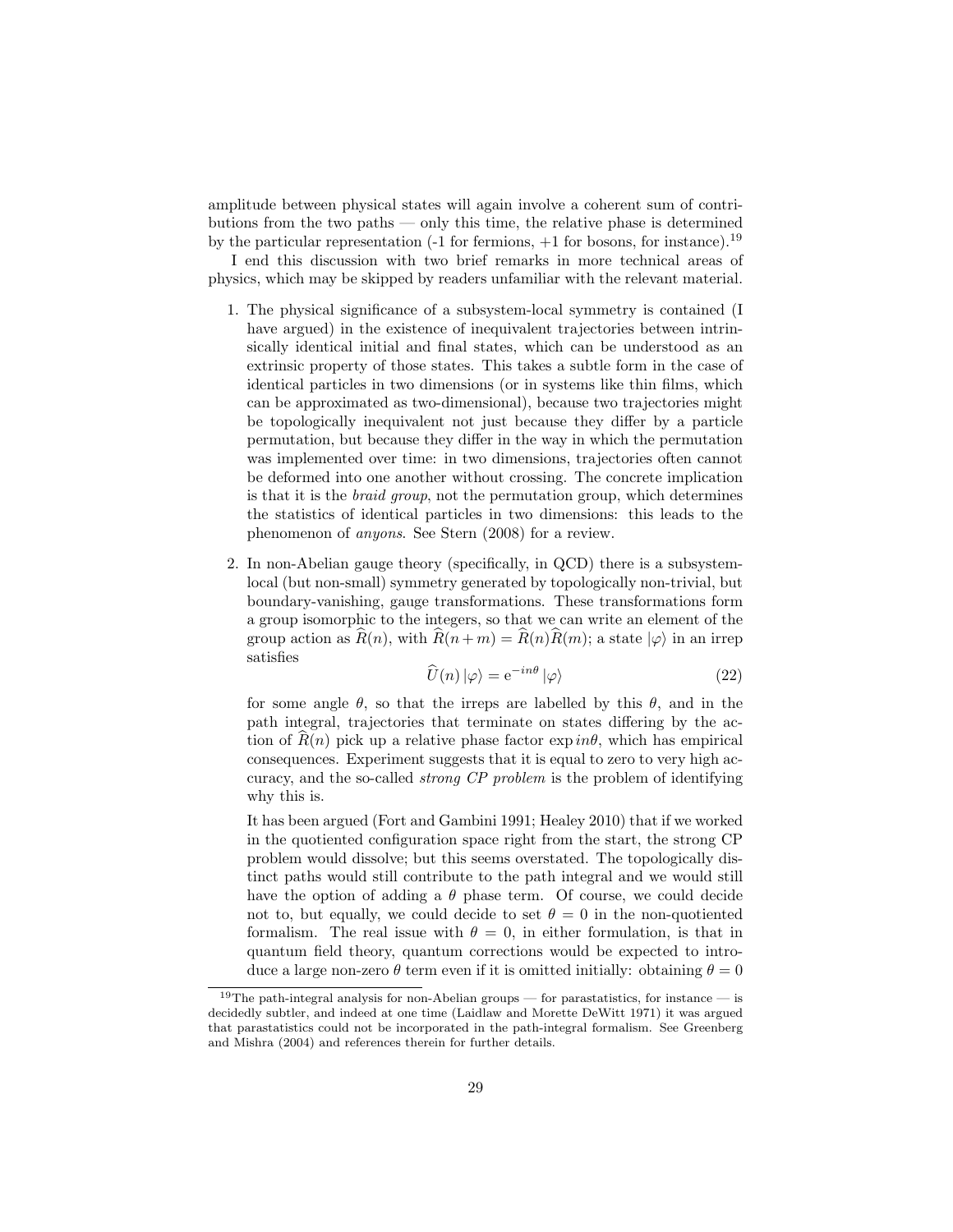amplitude between physical states will again involve a coherent sum of contributions from the two paths — only this time, the relative phase is determined by the particular representation (-1 for fermions, +1 for bosons, for instance).[19]

I end this discussion with two brief remarks in more technical areas of physics, which may be skipped by readers unfamiliar with the relevant material.

1. The physical significance of a subsystem-local symmetry is contained (I have argued) in the existence of inequivalent trajectories between intrinsically identical initial and final states, which can be understood as an extrinsic property of those states. This takes a subtle form in the case of identical particles in two dimensions (or in systems like thin films, which can be approximated as two-dimensional), because two trajectories might be topologically inequivalent not just because they differ by a particle permutation, but because they differ in the way in which the permutation was implemented over time: in two dimensions, trajectories often cannot be deformed into one another without crossing. The concrete implication is that it is the *braid group*, not the permutation group, which determines the statistics of identical particles in two dimensions: this leads to the phenomenon of *anyons*. See Stern (2008) for a review.

2. In non-Abelian gauge theory (specifically, in QCD) there is a subsystem-local (but non-small) symmetry generated by topologically non-trivial, but boundary-vanishing, gauge transformations. These transformations form a group isomorphic to the integers, so that we can write an element of the group action as $\widehat{R}(n)$, with $\widehat{R}(n+m) = \widehat{R}(n)\widehat{R}(m)$; a state $|\varphi\rangle$ in an irrep satisfies

$$\widehat{U}(n)\,|\varphi\rangle = \mathrm{e}^{-in\theta}\,|\varphi\rangle \tag{22}$$

for some angle $\theta$, so that the irreps are labelled by this $\theta$, and in the path integral, trajectories that terminate on states differing by the action of $\widehat{R}(n)$ pick up a relative phase factor $\exp in\theta$, which has empirical consequences. Experiment suggests that it is equal to zero to very high accuracy, and the so-called *strong CP problem* is the problem of identifying why this is.

It has been argued (Fort and Gambini 1991; Healey 2010) that if we worked in the quotiented configuration space right from the start, the strong CP problem would dissolve; but this seems overstated. The topologically distinct paths would still contribute to the path integral and we would still have the option of adding a $\theta$ phase term. Of course, we could decide not to, but equally, we could decide to set $\theta = 0$ in the non-quotiented formalism. The real issue with $\theta = 0$, in either formulation, is that in quantum field theory, quantum corrections would be expected to introduce a large non-zero $\theta$ term even if it is omitted initially: obtaining $\theta = 0$

[19] The path-integral analysis for non-Abelian groups — for parastatistics, for instance — is decidedly subtler, and indeed at one time (Laidlaw and Morette DeWitt 1971) it was argued that parastatistics could not be incorporated in the path-integral formalism. See Greenberg and Mishra (2004) and references therein for further details.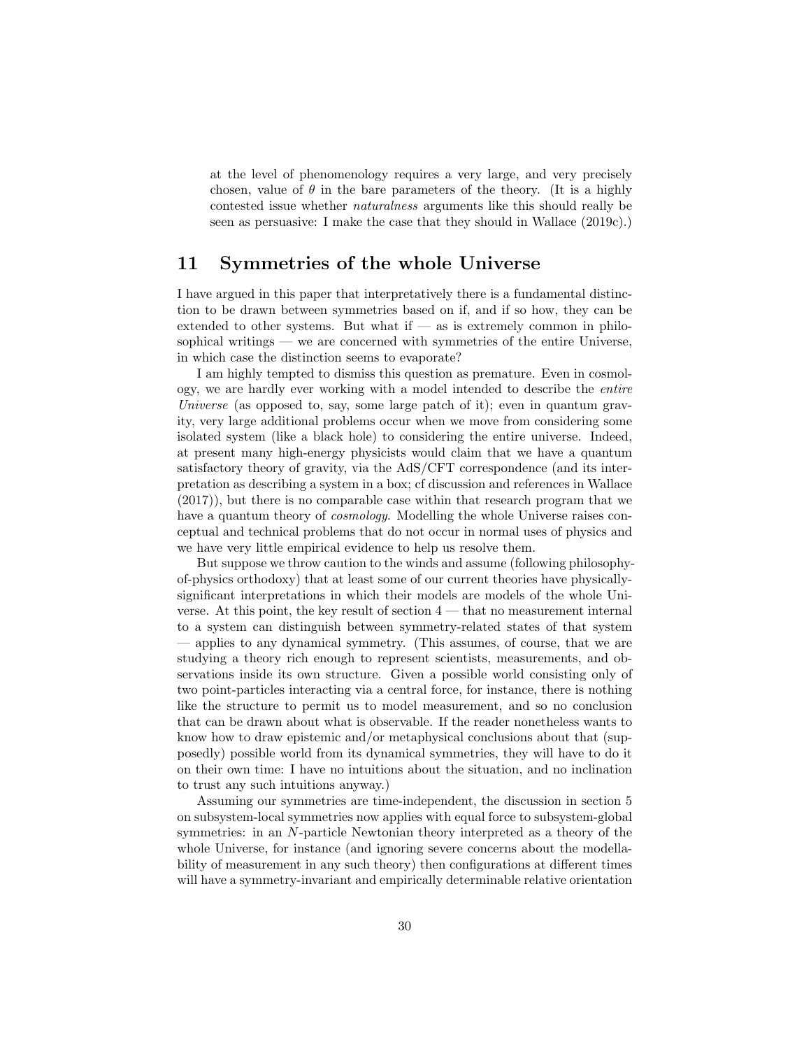at the level of phenomenology requires a very large, and very precisely chosen, value of $\theta$ in the bare parameters of the theory. (It is a highly contested issue whether *naturalness* arguments like this should really be seen as persuasive: I make the case that they should in Wallace (2019c).)

## 11 Symmetries of the whole Universe

I have argued in this paper that interpretatively there is a fundamental distinction to be drawn between symmetries based on if, and if so how, they can be extended to other systems. But what if — as is extremely common in philosophical writings — we are concerned with symmetries of the entire Universe, in which case the distinction seems to evaporate?

I am highly tempted to dismiss this question as premature. Even in cosmology, we are hardly ever working with a model intended to describe the *entire Universe* (as opposed to, say, some large patch of it); even in quantum gravity, very large additional problems occur when we move from considering some isolated system (like a black hole) to considering the entire universe. Indeed, at present many high-energy physicists would claim that we have a quantum satisfactory theory of gravity, via the AdS/CFT correspondence (and its interpretation as describing a system in a box; cf discussion and references in Wallace (2017)), but there is no comparable case within that research program that we have a quantum theory of *cosmology*. Modelling the whole Universe raises conceptual and technical problems that do not occur in normal uses of physics and we have very little empirical evidence to help us resolve them.

But suppose we throw caution to the winds and assume (following philosophy-of-physics orthodoxy) that at least some of our current theories have physically-significant interpretations in which their models are models of the whole Universe. At this point, the key result of section 4 — that no measurement internal to a system can distinguish between symmetry-related states of that system — applies to any dynamical symmetry. (This assumes, of course, that we are studying a theory rich enough to represent scientists, measurements, and observations inside its own structure. Given a possible world consisting only of two point-particles interacting via a central force, for instance, there is nothing like the structure to permit us to model measurement, and so no conclusion that can be drawn about what is observable. If the reader nonetheless wants to know how to draw epistemic and/or metaphysical conclusions about that (supposedly) possible world from its dynamical symmetries, they will have to do it on their own time: I have no intuitions about the situation, and no inclination to trust any such intuitions anyway.)

Assuming our symmetries are time-independent, the discussion in section 5 on subsystem-local symmetries now applies with equal force to subsystem-global symmetries: in an $N$-particle Newtonian theory interpreted as a theory of the whole Universe, for instance (and ignoring severe concerns about the modellability of measurement in any such theory) then configurations at different times will have a symmetry-invariant and empirically determinable relative orientation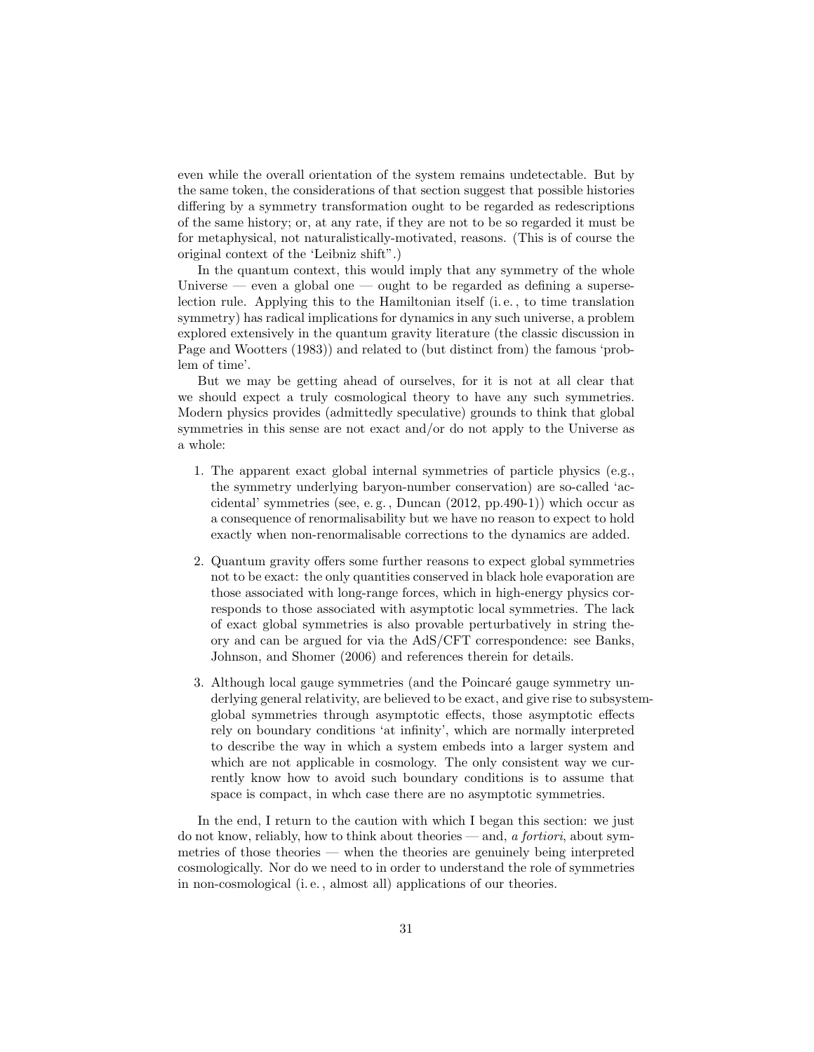even while the overall orientation of the system remains undetectable. But by the same token, the considerations of that section suggest that possible histories differing by a symmetry transformation ought to be regarded as redescriptions of the same history; or, at any rate, if they are not to be so regarded it must be for metaphysical, not naturalistically-motivated, reasons. (This is of course the original context of the 'Leibniz shift".)

In the quantum context, this would imply that any symmetry of the whole Universe — even a global one — ought to be regarded as defining a superselection rule. Applying this to the Hamiltonian itself (i. e. , to time translation symmetry) has radical implications for dynamics in any such universe, a problem explored extensively in the quantum gravity literature (the classic discussion in Page and Wootters (1983)) and related to (but distinct from) the famous 'problem of time'.

But we may be getting ahead of ourselves, for it is not at all clear that we should expect a truly cosmological theory to have any such symmetries. Modern physics provides (admittedly speculative) grounds to think that global symmetries in this sense are not exact and/or do not apply to the Universe as a whole:

1. The apparent exact global internal symmetries of particle physics (e.g., the symmetry underlying baryon-number conservation) are so-called 'accidental' symmetries (see, e. g. , Duncan (2012, pp.490-1)) which occur as a consequence of renormalisability but we have no reason to expect to hold exactly when non-renormalisable corrections to the dynamics are added.

2. Quantum gravity offers some further reasons to expect global symmetries not to be exact: the only quantities conserved in black hole evaporation are those associated with long-range forces, which in high-energy physics corresponds to those associated with asymptotic local symmetries. The lack of exact global symmetries is also provable perturbatively in string theory and can be argued for via the AdS/CFT correspondence: see Banks, Johnson, and Shomer (2006) and references therein for details.

3. Although local gauge symmetries (and the Poincaré gauge symmetry underlying general relativity, are believed to be exact, and give rise to subsystem-global symmetries through asymptotic effects, those asymptotic effects rely on boundary conditions 'at infinity', which are normally interpreted to describe the way in which a system embeds into a larger system and which are not applicable in cosmology. The only consistent way we currently know how to avoid such boundary conditions is to assume that space is compact, in whch case there are no asymptotic symmetries.

In the end, I return to the caution with which I began this section: we just do not know, reliably, how to think about theories — and, *a fortiori*, about symmetries of those theories — when the theories are genuinely being interpreted cosmologically. Nor do we need to in order to understand the role of symmetries in non-cosmological (i. e. , almost all) applications of our theories.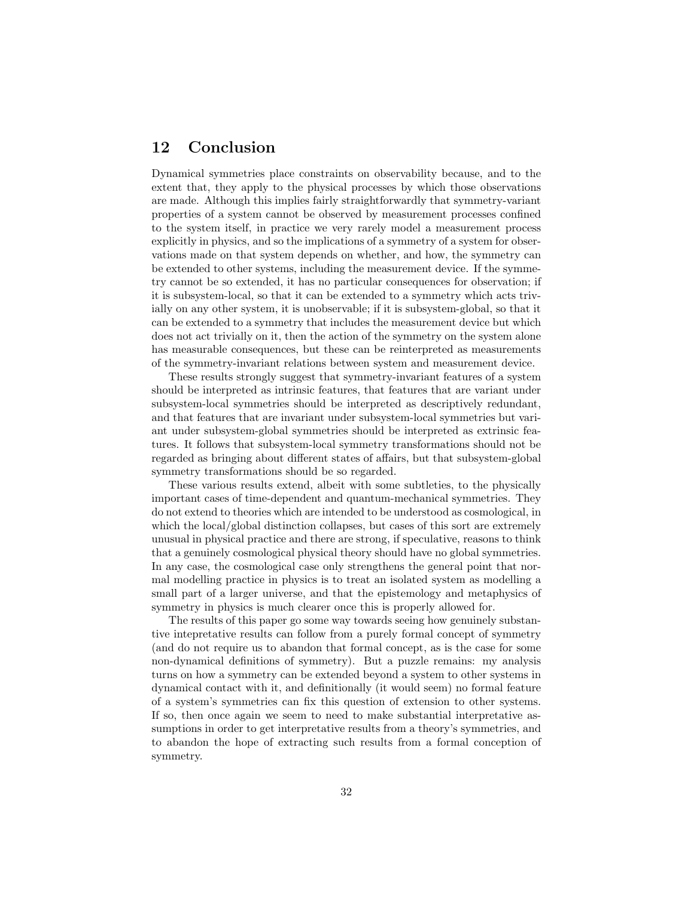## 12 Conclusion

Dynamical symmetries place constraints on observability because, and to the extent that, they apply to the physical processes by which those observations are made. Although this implies fairly straightforwardly that symmetry-variant properties of a system cannot be observed by measurement processes confined to the system itself, in practice we very rarely model a measurement process explicitly in physics, and so the implications of a symmetry of a system for observations made on that system depends on whether, and how, the symmetry can be extended to other systems, including the measurement device. If the symmetry cannot be so extended, it has no particular consequences for observation; if it is subsystem-local, so that it can be extended to a symmetry which acts trivially on any other system, it is unobservable; if it is subsystem-global, so that it can be extended to a symmetry that includes the measurement device but which does not act trivially on it, then the action of the symmetry on the system alone has measurable consequences, but these can be reinterpreted as measurements of the symmetry-invariant relations between system and measurement device.

These results strongly suggest that symmetry-invariant features of a system should be interpreted as intrinsic features, that features that are variant under subsystem-local symmetries should be interpreted as descriptively redundant, and that features that are invariant under subsystem-local symmetries but variant under subsystem-global symmetries should be interpreted as extrinsic features. It follows that subsystem-local symmetry transformations should not be regarded as bringing about different states of affairs, but that subsystem-global symmetry transformations should be so regarded.

These various results extend, albeit with some subtleties, to the physically important cases of time-dependent and quantum-mechanical symmetries. They do not extend to theories which are intended to be understood as cosmological, in which the local/global distinction collapses, but cases of this sort are extremely unusual in physical practice and there are strong, if speculative, reasons to think that a genuinely cosmological physical theory should have no global symmetries. In any case, the cosmological case only strengthens the general point that normal modelling practice in physics is to treat an isolated system as modelling a small part of a larger universe, and that the epistemology and metaphysics of symmetry in physics is much clearer once this is properly allowed for.

The results of this paper go some way towards seeing how genuinely substantive intepretative results can follow from a purely formal concept of symmetry (and do not require us to abandon that formal concept, as is the case for some non-dynamical definitions of symmetry). But a puzzle remains: my analysis turns on how a symmetry can be extended beyond a system to other systems in dynamical contact with it, and definitionally (it would seem) no formal feature of a system's symmetries can fix this question of extension to other systems. If so, then once again we seem to need to make substantial interpretative assumptions in order to get interpretative results from a theory's symmetries, and to abandon the hope of extracting such results from a formal conception of symmetry.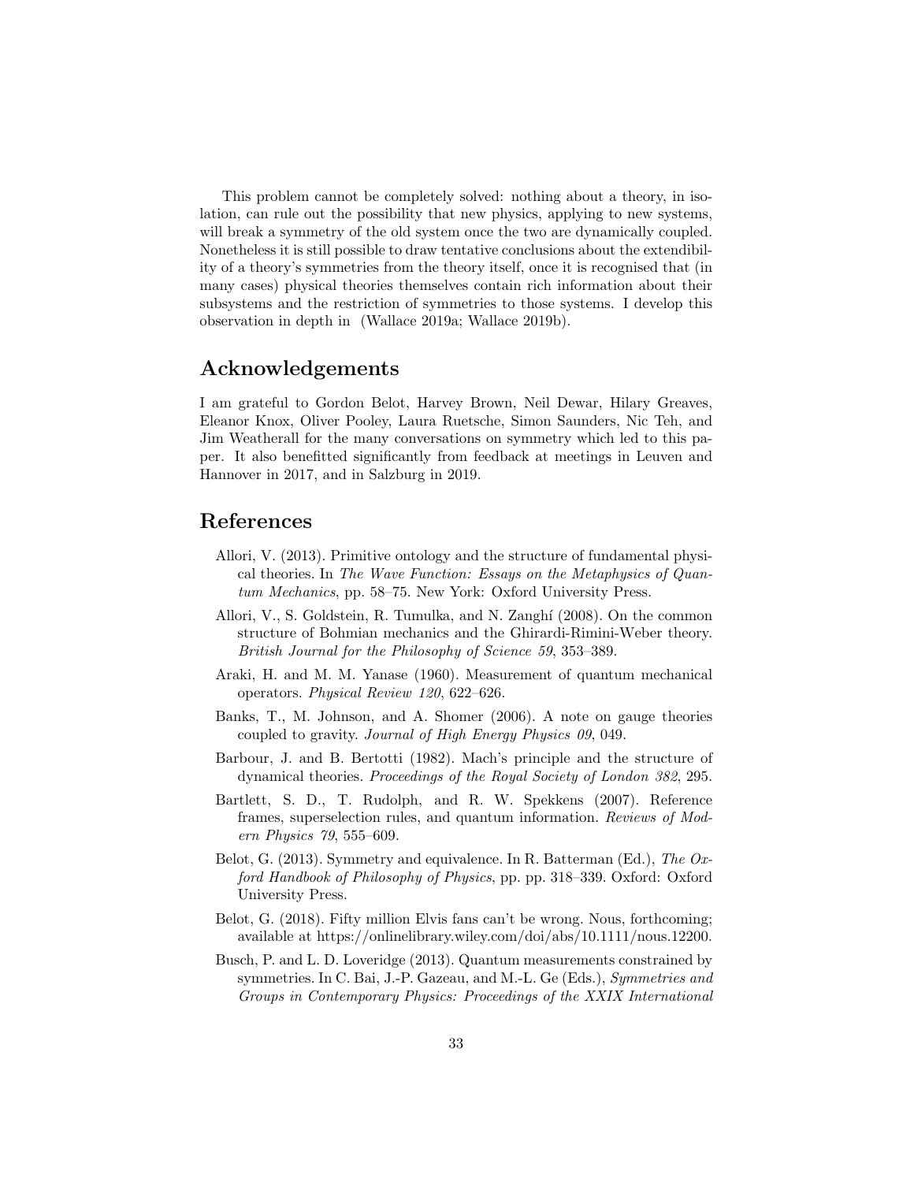This problem cannot be completely solved: nothing about a theory, in isolation, can rule out the possibility that new physics, applying to new systems, will break a symmetry of the old system once the two are dynamically coupled. Nonetheless it is still possible to draw tentative conclusions about the extendibility of a theory's symmetries from the theory itself, once it is recognised that (in many cases) physical theories themselves contain rich information about their subsystems and the restriction of symmetries to those systems. I develop this observation in depth in (Wallace 2019a; Wallace 2019b).

## Acknowledgements

I am grateful to Gordon Belot, Harvey Brown, Neil Dewar, Hilary Greaves, Eleanor Knox, Oliver Pooley, Laura Ruetsche, Simon Saunders, Nic Teh, and Jim Weatherall for the many conversations on symmetry which led to this paper. It also benefitted significantly from feedback at meetings in Leuven and Hannover in 2017, and in Salzburg in 2019.

## References

Allori, V. (2013). Primitive ontology and the structure of fundamental physical theories. In *The Wave Function: Essays on the Metaphysics of Quantum Mechanics*, pp. 58–75. New York: Oxford University Press.

Allori, V., S. Goldstein, R. Tumulka, and N. Zanghí (2008). On the common structure of Bohmian mechanics and the Ghirardi-Rimini-Weber theory. *British Journal for the Philosophy of Science 59*, 353–389.

Araki, H. and M. M. Yanase (1960). Measurement of quantum mechanical operators. *Physical Review 120*, 622–626.

Banks, T., M. Johnson, and A. Shomer (2006). A note on gauge theories coupled to gravity. *Journal of High Energy Physics 09*, 049.

Barbour, J. and B. Bertotti (1982). Mach's principle and the structure of dynamical theories. *Proceedings of the Royal Society of London 382*, 295.

Bartlett, S. D., T. Rudolph, and R. W. Spekkens (2007). Reference frames, superselection rules, and quantum information. *Reviews of Modern Physics 79*, 555–609.

Belot, G. (2013). Symmetry and equivalence. In R. Batterman (Ed.), *The Oxford Handbook of Philosophy of Physics*, pp. pp. 318–339. Oxford: Oxford University Press.

Belot, G. (2018). Fifty million Elvis fans can't be wrong. Nous, forthcoming; available at https://onlinelibrary.wiley.com/doi/abs/10.1111/nous.12200.

Busch, P. and L. D. Loveridge (2013). Quantum measurements constrained by symmetries. In C. Bai, J.-P. Gazeau, and M.-L. Ge (Eds.), *Symmetries and Groups in Contemporary Physics: Proceedings of the XXIX International*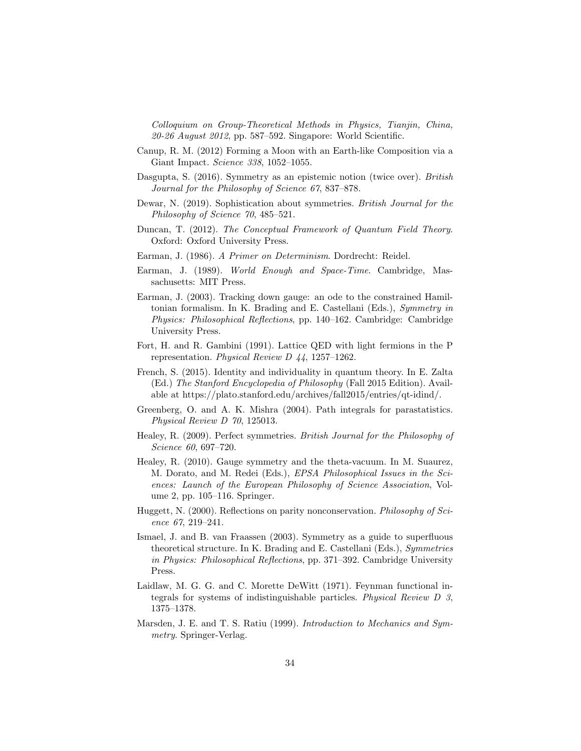*Colloquium on Group-Theoretical Methods in Physics, Tianjin, China, 20-26 August 2012*, pp. 587–592. Singapore: World Scientific.

Canup, R. M. (2012) Forming a Moon with an Earth-like Composition via a Giant Impact. *Science 338*, 1052–1055.

Dasgupta, S. (2016). Symmetry as an epistemic notion (twice over). *British Journal for the Philosophy of Science 67*, 837–878.

Dewar, N. (2019). Sophistication about symmetries. *British Journal for the Philosophy of Science 70*, 485–521.

Duncan, T. (2012). *The Conceptual Framework of Quantum Field Theory*. Oxford: Oxford University Press.

Earman, J. (1986). *A Primer on Determinism*. Dordrecht: Reidel.

Earman, J. (1989). *World Enough and Space-Time*. Cambridge, Massachusetts: MIT Press.

Earman, J. (2003). Tracking down gauge: an ode to the constrained Hamiltonian formalism. In K. Brading and E. Castellani (Eds.), *Symmetry in Physics: Philosophical Reflections*, pp. 140–162. Cambridge: Cambridge University Press.

Fort, H. and R. Gambini (1991). Lattice QED with light fermions in the P representation. *Physical Review D 44*, 1257–1262.

French, S. (2015). Identity and individuality in quantum theory. In E. Zalta (Ed.) *The Stanford Encyclopedia of Philosophy* (Fall 2015 Edition). Available at https://plato.stanford.edu/archives/fall2015/entries/qt-idind/.

Greenberg, O. and A. K. Mishra (2004). Path integrals for parastatistics. *Physical Review D 70*, 125013.

Healey, R. (2009). Perfect symmetries. *British Journal for the Philosophy of Science 60*, 697–720.

Healey, R. (2010). Gauge symmetry and the theta-vacuum. In M. Suaurez, M. Dorato, and M. Redei (Eds.), *EPSA Philosophical Issues in the Sciences: Launch of the European Philosophy of Science Association*, Volume 2, pp. 105–116. Springer.

Huggett, N. (2000). Reflections on parity nonconservation. *Philosophy of Science 67*, 219–241.

Ismael, J. and B. van Fraassen (2003). Symmetry as a guide to superfluous theoretical structure. In K. Brading and E. Castellani (Eds.), *Symmetries in Physics: Philosophical Reflections*, pp. 371–392. Cambridge University Press.

Laidlaw, M. G. G. and C. Morette DeWitt (1971). Feynman functional integrals for systems of indistinguishable particles. *Physical Review D 3*, 1375–1378.

Marsden, J. E. and T. S. Ratiu (1999). *Introduction to Mechanics and Symmetry*. Springer-Verlag.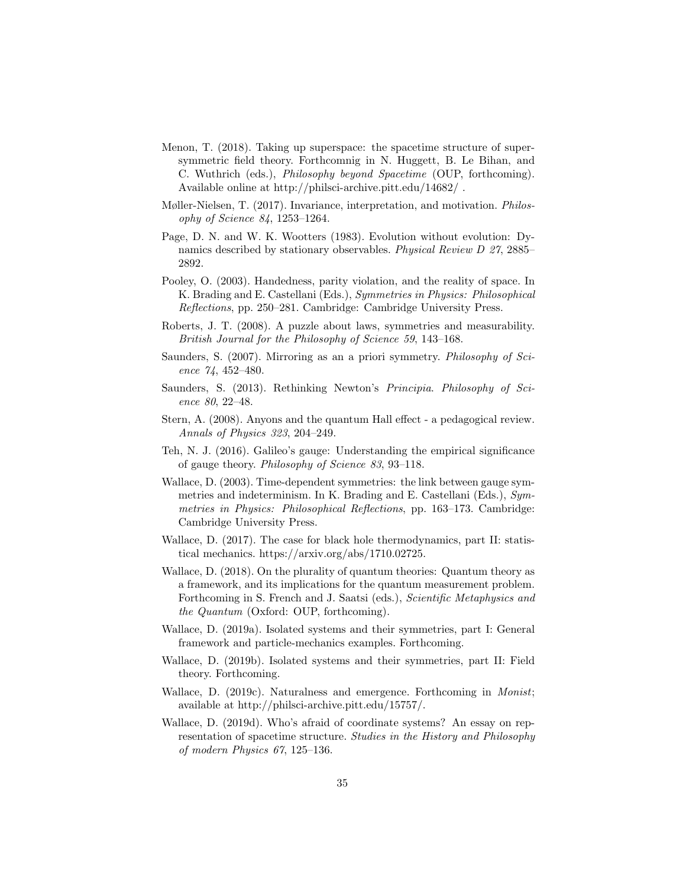Menon, T. (2018). Taking up superspace: the spacetime structure of supersymmetric field theory. Forthcomnig in N. Huggett, B. Le Bihan, and C. Wuthrich (eds.), *Philosophy beyond Spacetime* (OUP, forthcoming). Available online at http://philsci-archive.pitt.edu/14682/ .

Møller-Nielsen, T. (2017). Invariance, interpretation, and motivation. *Philosophy of Science 84*, 1253–1264.

Page, D. N. and W. K. Wootters (1983). Evolution without evolution: Dynamics described by stationary observables. *Physical Review D 27*, 2885–2892.

Pooley, O. (2003). Handedness, parity violation, and the reality of space. In K. Brading and E. Castellani (Eds.), *Symmetries in Physics: Philosophical Reflections*, pp. 250–281. Cambridge: Cambridge University Press.

Roberts, J. T. (2008). A puzzle about laws, symmetries and measurability. *British Journal for the Philosophy of Science 59*, 143–168.

Saunders, S. (2007). Mirroring as an a priori symmetry. *Philosophy of Science 74*, 452–480.

Saunders, S. (2013). Rethinking Newton's *Principia*. *Philosophy of Science 80*, 22–48.

Stern, A. (2008). Anyons and the quantum Hall effect - a pedagogical review. *Annals of Physics 323*, 204–249.

Teh, N. J. (2016). Galileo's gauge: Understanding the empirical significance of gauge theory. *Philosophy of Science 83*, 93–118.

Wallace, D. (2003). Time-dependent symmetries: the link between gauge symmetries and indeterminism. In K. Brading and E. Castellani (Eds.), *Symmetries in Physics: Philosophical Reflections*, pp. 163–173. Cambridge: Cambridge University Press.

Wallace, D. (2017). The case for black hole thermodynamics, part II: statistical mechanics. https://arxiv.org/abs/1710.02725.

Wallace, D. (2018). On the plurality of quantum theories: Quantum theory as a framework, and its implications for the quantum measurement problem. Forthcoming in S. French and J. Saatsi (eds.), *Scientific Metaphysics and the Quantum* (Oxford: OUP, forthcoming).

Wallace, D. (2019a). Isolated systems and their symmetries, part I: General framework and particle-mechanics examples. Forthcoming.

Wallace, D. (2019b). Isolated systems and their symmetries, part II: Field theory. Forthcoming.

Wallace, D. (2019c). Naturalness and emergence. Forthcoming in *Monist*; available at http://philsci-archive.pitt.edu/15757/.

Wallace, D. (2019d). Who's afraid of coordinate systems? An essay on representation of spacetime structure. *Studies in the History and Philosophy of modern Physics 67*, 125–136.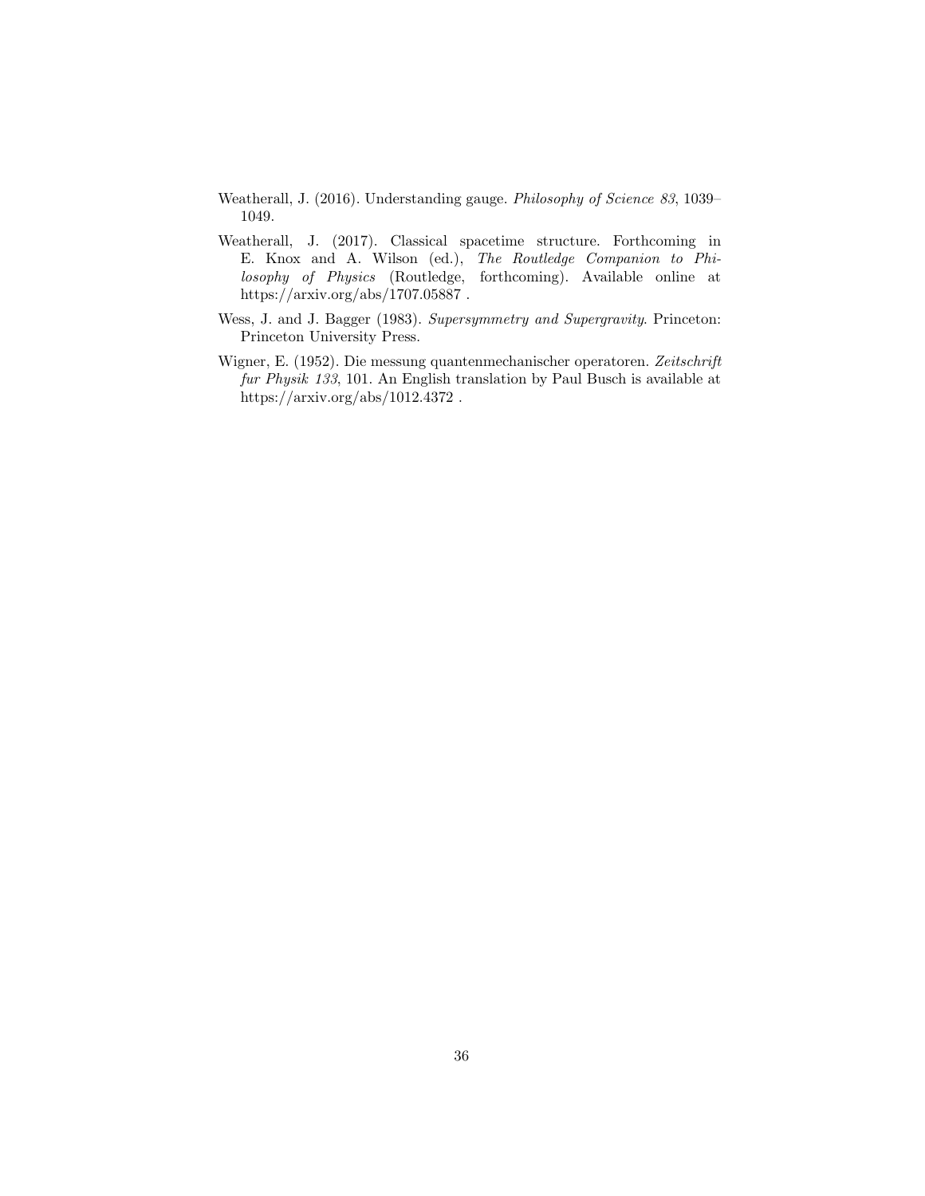Weatherall, J. (2016). Understanding gauge. *Philosophy of Science 83*, 1039–1049.

Weatherall, J. (2017). Classical spacetime structure. Forthcoming in E. Knox and A. Wilson (ed.), *The Routledge Companion to Philosophy of Physics* (Routledge, forthcoming). Available online at https://arxiv.org/abs/1707.05887 .

Wess, J. and J. Bagger (1983). *Supersymmetry and Supergravity*. Princeton: Princeton University Press.

Wigner, E. (1952). Die messung quantenmechanischer operatoren. *Zeitschrift fur Physik 133*, 101. An English translation by Paul Busch is available at https://arxiv.org/abs/1012.4372 .